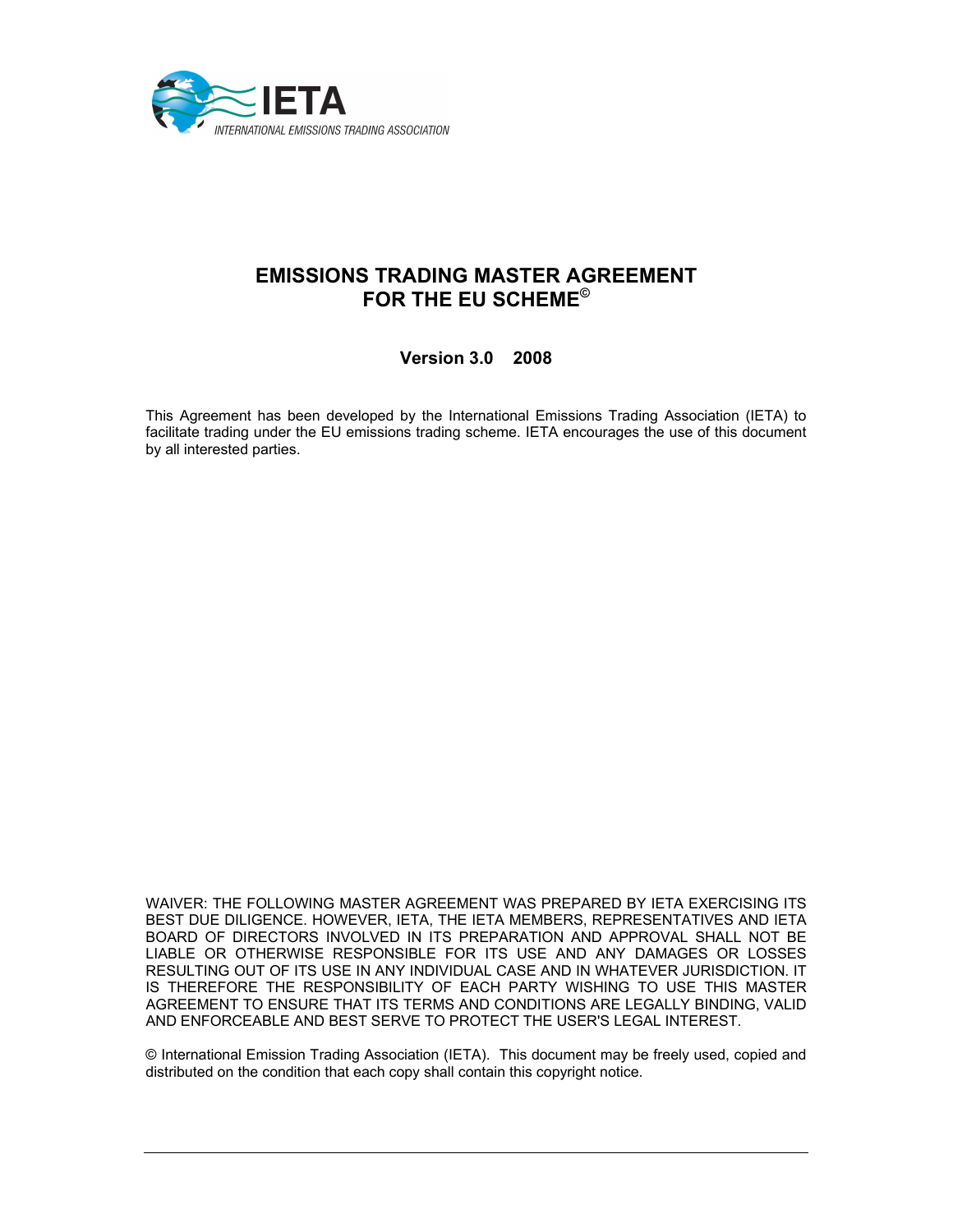IETA

INTERNATIONAL EMISSIONS TRADING ASSOCIATION

# EMISSIONS TRADING MASTER AGREEMENT FOR THE EU SCHEME©

**Version 3.0 2008**

This Agreement has been developed by the International Emissions Trading Association (IETA) to facilitate trading under the EU emissions trading scheme. IETA encourages the use of this document by all interested parties.

WAIVER: THE FOLLOWING MASTER AGREEMENT WAS PREPARED BY IETA EXERCISING ITS BEST DUE DILIGENCE. HOWEVER, IETA, THE IETA MEMBERS, REPRESENTATIVES AND IETA BOARD OF DIRECTORS INVOLVED IN ITS PREPARATION AND APPROVAL SHALL NOT BE LIABLE OR OTHERWISE RESPONSIBLE FOR ITS USE AND ANY DAMAGES OR LOSSES RESULTING OUT OF ITS USE IN ANY INDIVIDUAL CASE AND IN WHATEVER JURISDICTION. IT IS THEREFORE THE RESPONSIBILITY OF EACH PARTY WISHING TO USE THIS MASTER AGREEMENT TO ENSURE THAT ITS TERMS AND CONDITIONS ARE LEGALLY BINDING, VALID AND ENFORCEABLE AND BEST SERVE TO PROTECT THE USER'S LEGAL INTEREST.

© International Emission Trading Association (IETA). This document may be freely used, copied and distributed on the condition that each copy shall contain this copyright notice.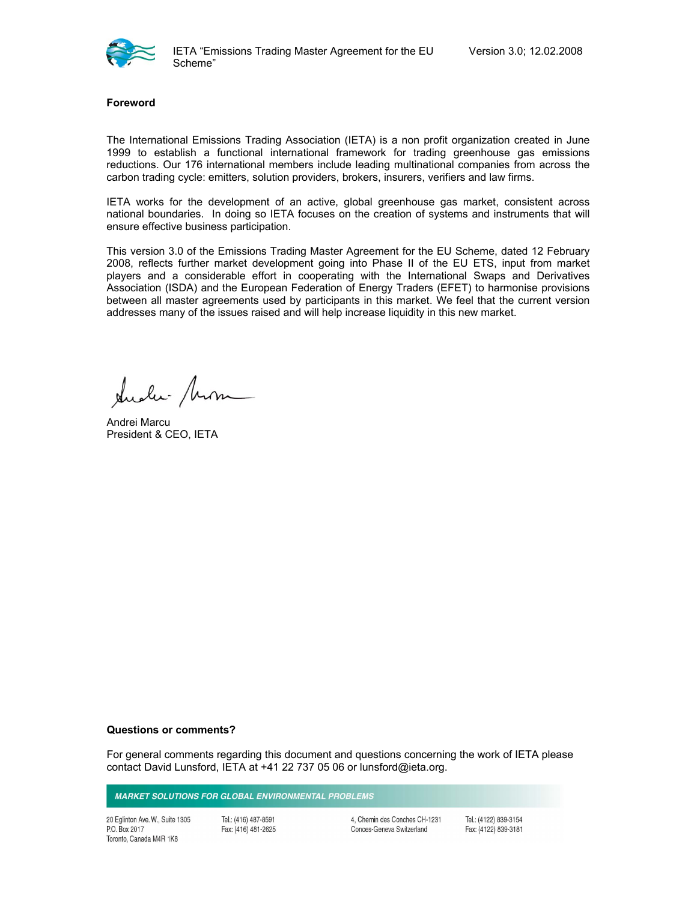## Foreword

The International Emissions Trading Association (IETA) is a non profit organization created in June 1999 to establish a functional international framework for trading greenhouse gas emissions reductions. Our 176 international members include leading multinational companies from across the carbon trading cycle: emitters, solution providers, brokers, insurers, verifiers and law firms.

IETA works for the development of an active, global greenhouse gas market, consistent across national boundaries. In doing so IETA focuses on the creation of systems and instruments that will ensure effective business participation.

This version 3.0 of the Emissions Trading Master Agreement for the EU Scheme, dated 12 February 2008, reflects further market development going into Phase II of the EU ETS, input from market players and a considerable effort in cooperating with the International Swaps and Derivatives Association (ISDA) and the European Federation of Energy Traders (EFET) to harmonise provisions between all master agreements used by participants in this market. We feel that the current version addresses many of the issues raised and will help increase liquidity in this new market.

Andrei Marcu
President & CEO, IETA

**Questions or comments?**

For general comments regarding this document and questions concerning the work of IETA please contact David Lunsford, IETA at +41 22 737 05 06 or lunsford@ieta.org.

*MARKET SOLUTIONS FOR GLOBAL ENVIRONMENTAL PROBLEMS*

20 Eglinton Ave. W., Suite 1305
P.O. Box 2017
Toronto, Canada M4R 1K8

Tel.: (416) 487-8591
Fax: (416) 481-2625

4, Chemin des Conches CH-1231
Conces-Geneva Switzerland

Tel.: (4122) 839-3154
Fax: (4122) 839-3181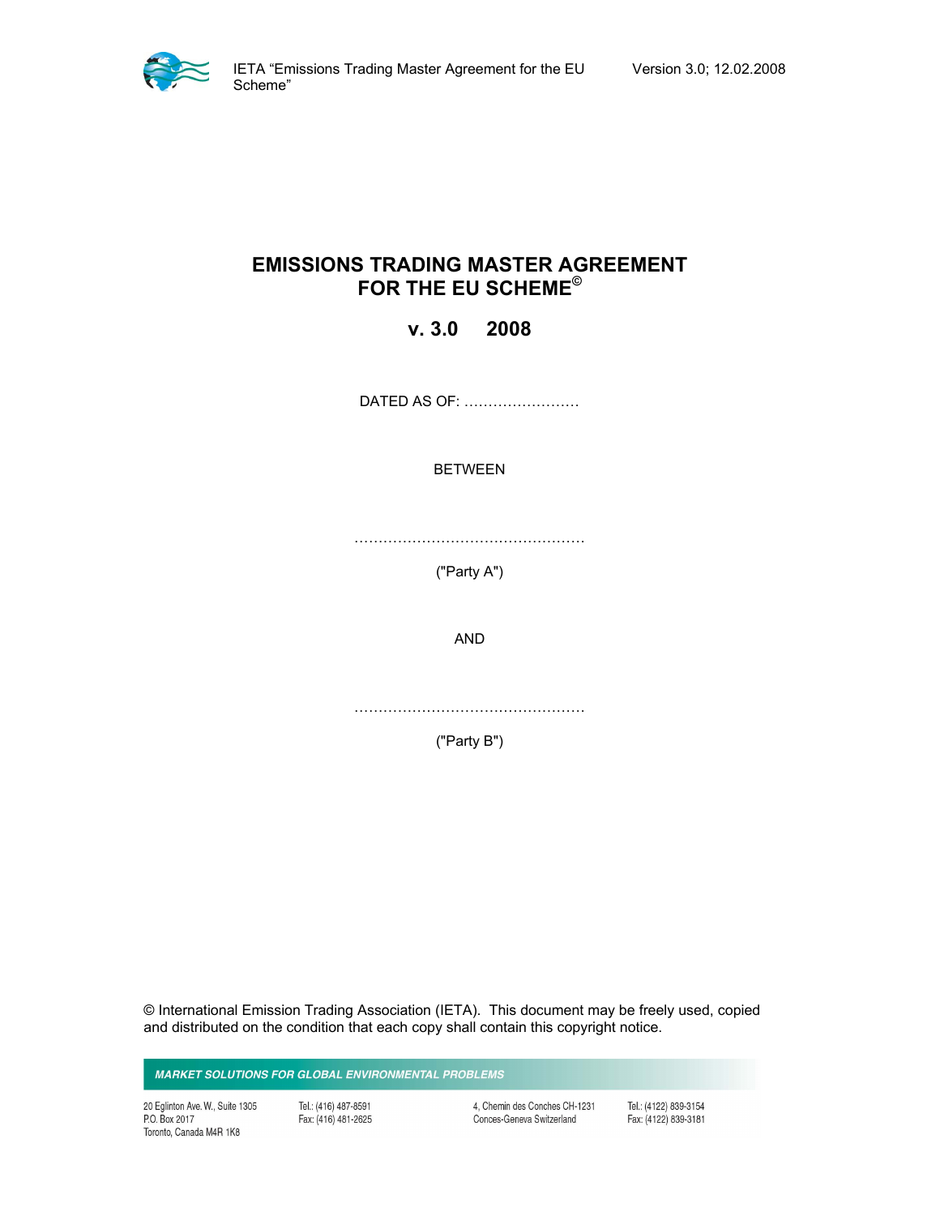# EMISSIONS TRADING MASTER AGREEMENT FOR THE EU SCHEME©

## v. 3.0 2008

DATED AS OF: ……………………

BETWEEN

…………………………………………

("Party A")

AND

…………………………………………

("Party B")

© International Emission Trading Association (IETA). This document may be freely used, copied and distributed on the condition that each copy shall contain this copyright notice.

*MARKET SOLUTIONS FOR GLOBAL ENVIRONMENTAL PROBLEMS*

20 Eglinton Ave. W., Suite 1305
P.O. Box 2017
Toronto, Canada M4R 1K8

Tel.: (416) 487-8591
Fax: (416) 481-2625

4, Chemin des Conches CH-1231
Conces-Geneva Switzerland

Tel.: (4122) 839-3154
Fax: (4122) 839-3181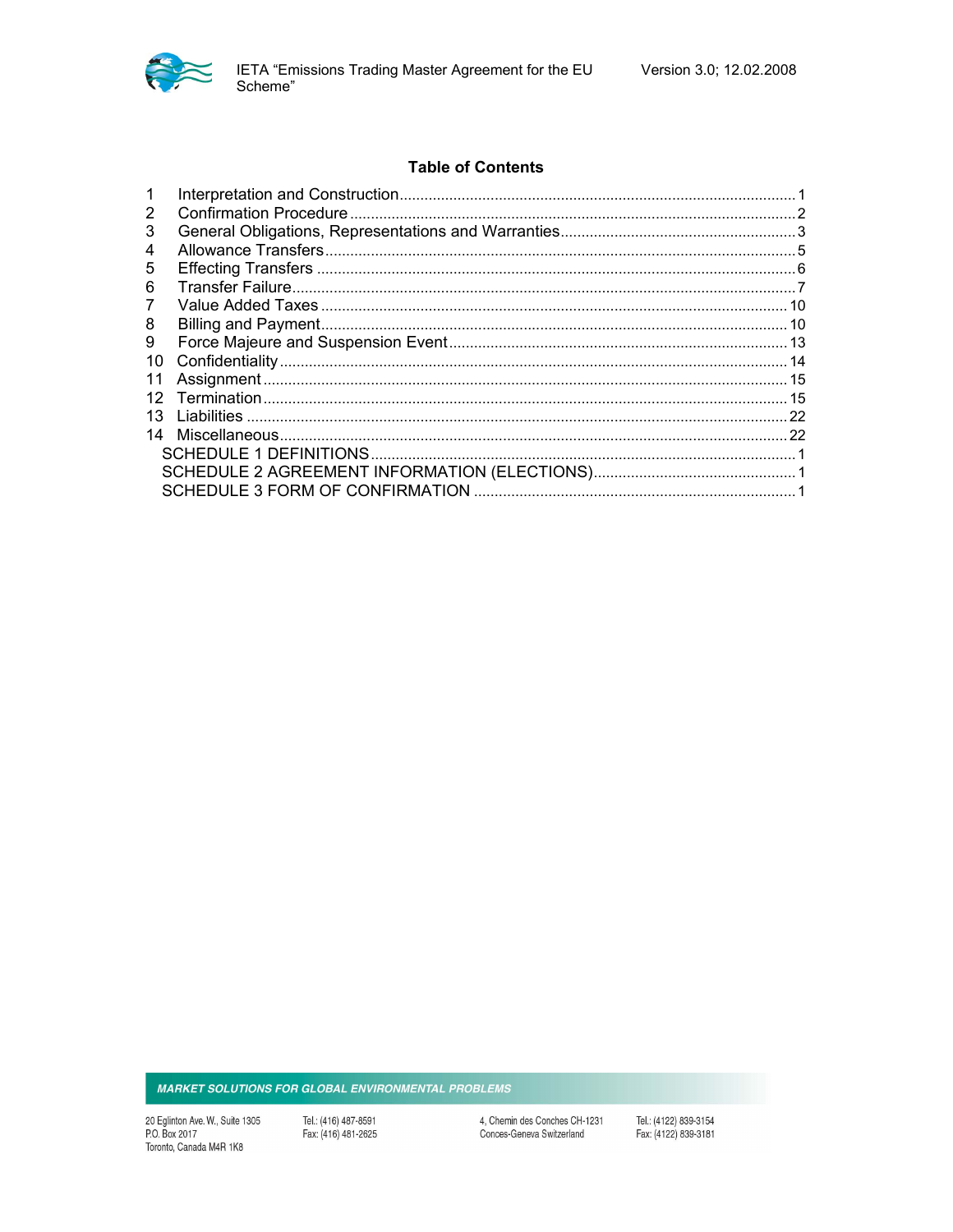## Table of Contents

| | | |
|---|---|---|
| 1 | Interpretation and Construction | 1 |
| 2 | Confirmation Procedure | 2 |
| 3 | General Obligations, Representations and Warranties | 3 |
| 4 | Allowance Transfers | 5 |
| 5 | Effecting Transfers | 6 |
| 6 | Transfer Failure | 7 |
| 7 | Value Added Taxes | 10 |
| 8 | Billing and Payment | 10 |
| 9 | Force Majeure and Suspension Event | 13 |
| 10 | Confidentiality | 14 |
| 11 | Assignment | 15 |
| 12 | Termination | 15 |
| 13 | Liabilities | 22 |
| 14 | Miscellaneous | 22 |
| | SCHEDULE 1 DEFINITIONS | 1 |
| | SCHEDULE 2 AGREEMENT INFORMATION (ELECTIONS) | 1 |
| | SCHEDULE 3 FORM OF CONFIRMATION | 1 |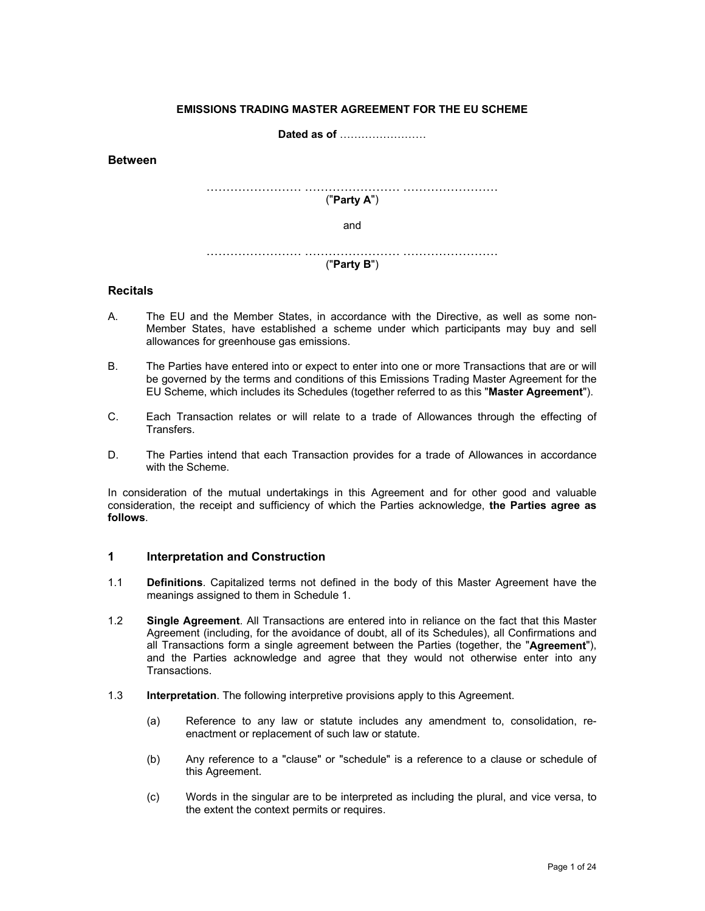**EMISSIONS TRADING MASTER AGREEMENT FOR THE EU SCHEME**

**Dated as of** ……………………

## Between

…………………… …………………… ……………………
("**Party A**")

and

…………………… …………………… ……………………
("**Party B**")

## Recitals

A. The EU and the Member States, in accordance with the Directive, as well as some non-Member States, have established a scheme under which participants may buy and sell allowances for greenhouse gas emissions.

B. The Parties have entered into or expect to enter into one or more Transactions that are or will be governed by the terms and conditions of this Emissions Trading Master Agreement for the EU Scheme, which includes its Schedules (together referred to as this "**Master Agreement**").

C. Each Transaction relates or will relate to a trade of Allowances through the effecting of Transfers.

D. The Parties intend that each Transaction provides for a trade of Allowances in accordance with the Scheme.

In consideration of the mutual undertakings in this Agreement and for other good and valuable consideration, the receipt and sufficiency of which the Parties acknowledge, **the Parties agree as follows**.

## 1 Interpretation and Construction

1.1 **Definitions**. Capitalized terms not defined in the body of this Master Agreement have the meanings assigned to them in Schedule 1.

1.2 **Single Agreement**. All Transactions are entered into in reliance on the fact that this Master Agreement (including, for the avoidance of doubt, all of its Schedules), all Confirmations and all Transactions form a single agreement between the Parties (together, the "**Agreement**"), and the Parties acknowledge and agree that they would not otherwise enter into any Transactions.

1.3 **Interpretation**. The following interpretive provisions apply to this Agreement.

(a) Reference to any law or statute includes any amendment to, consolidation, re-enactment or replacement of such law or statute.

(b) Any reference to a "clause" or "schedule" is a reference to a clause or schedule of this Agreement.

(c) Words in the singular are to be interpreted as including the plural, and vice versa, to the extent the context permits or requires.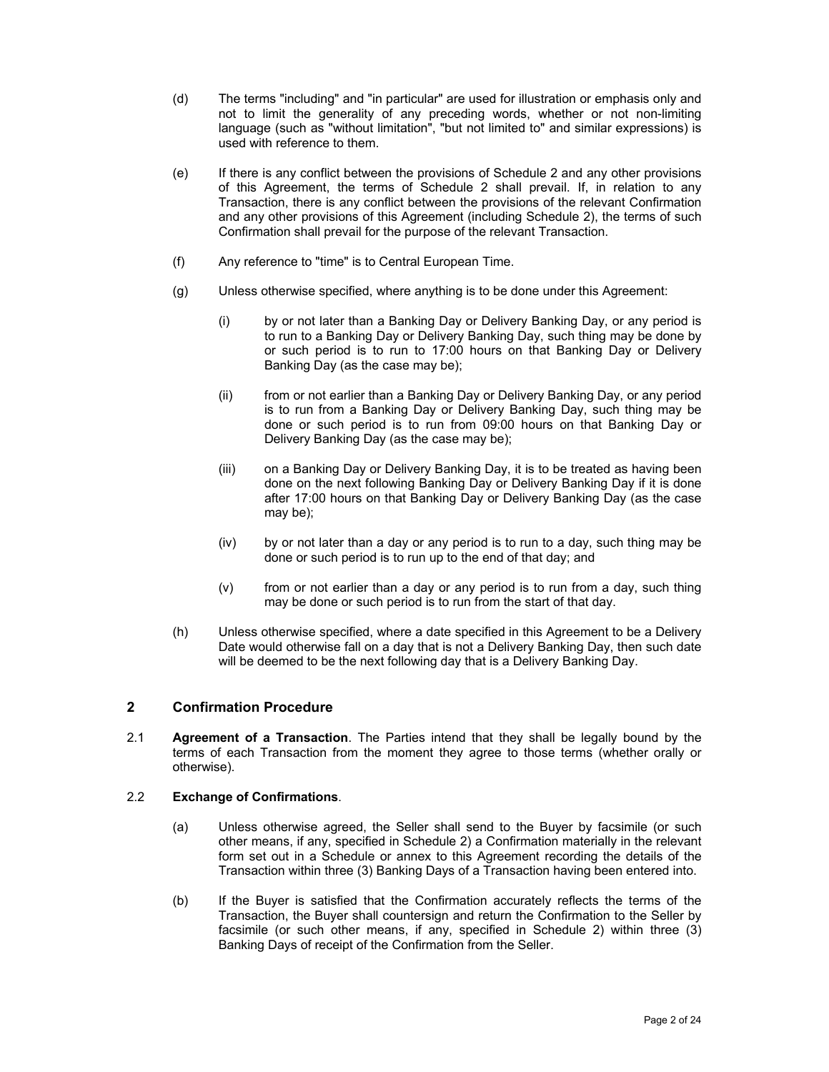(d) The terms "including" and "in particular" are used for illustration or emphasis only and not to limit the generality of any preceding words, whether or not non-limiting language (such as "without limitation", "but not limited to" and similar expressions) is used with reference to them.

(e) If there is any conflict between the provisions of Schedule 2 and any other provisions of this Agreement, the terms of Schedule 2 shall prevail. If, in relation to any Transaction, there is any conflict between the provisions of the relevant Confirmation and any other provisions of this Agreement (including Schedule 2), the terms of such Confirmation shall prevail for the purpose of the relevant Transaction.

(f) Any reference to "time" is to Central European Time.

(g) Unless otherwise specified, where anything is to be done under this Agreement:

   (i) by or not later than a Banking Day or Delivery Banking Day, or any period is to run to a Banking Day or Delivery Banking Day, such thing may be done by or such period is to run to 17:00 hours on that Banking Day or Delivery Banking Day (as the case may be);

   (ii) from or not earlier than a Banking Day or Delivery Banking Day, or any period is to run from a Banking Day or Delivery Banking Day, such thing may be done or such period is to run from 09:00 hours on that Banking Day or Delivery Banking Day (as the case may be);

   (iii) on a Banking Day or Delivery Banking Day, it is to be treated as having been done on the next following Banking Day or Delivery Banking Day if it is done after 17:00 hours on that Banking Day or Delivery Banking Day (as the case may be);

   (iv) by or not later than a day or any period is to run to a day, such thing may be done or such period is to run up to the end of that day; and

   (v) from or not earlier than a day or any period is to run from a day, such thing may be done or such period is to run from the start of that day.

(h) Unless otherwise specified, where a date specified in this Agreement to be a Delivery Date would otherwise fall on a day that is not a Delivery Banking Day, then such date will be deemed to be the next following day that is a Delivery Banking Day.

## 2 Confirmation Procedure

2.1 **Agreement of a Transaction**. The Parties intend that they shall be legally bound by the terms of each Transaction from the moment they agree to those terms (whether orally or otherwise).

2.2 **Exchange of Confirmations**.

(a) Unless otherwise agreed, the Seller shall send to the Buyer by facsimile (or such other means, if any, specified in Schedule 2) a Confirmation materially in the relevant form set out in a Schedule or annex to this Agreement recording the details of the Transaction within three (3) Banking Days of a Transaction having been entered into.

(b) If the Buyer is satisfied that the Confirmation accurately reflects the terms of the Transaction, the Buyer shall countersign and return the Confirmation to the Seller by facsimile (or such other means, if any, specified in Schedule 2) within three (3) Banking Days of receipt of the Confirmation from the Seller.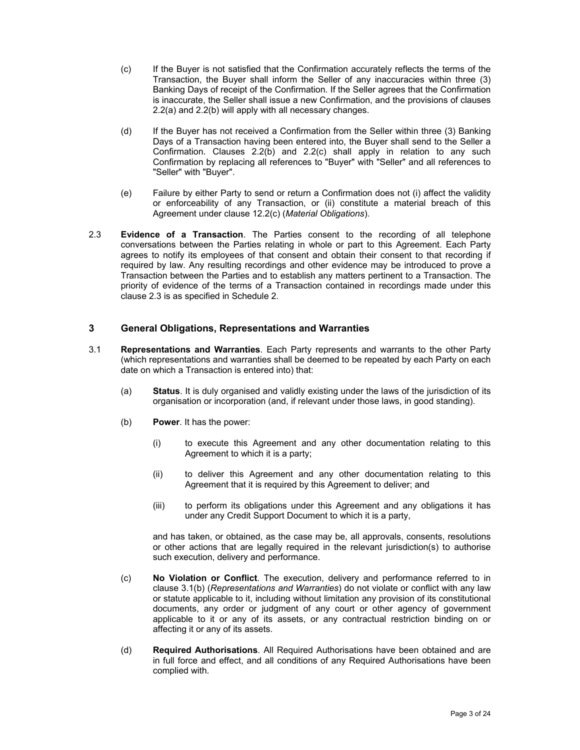(c) If the Buyer is not satisfied that the Confirmation accurately reflects the terms of the Transaction, the Buyer shall inform the Seller of any inaccuracies within three (3) Banking Days of receipt of the Confirmation. If the Seller agrees that the Confirmation is inaccurate, the Seller shall issue a new Confirmation, and the provisions of clauses 2.2(a) and 2.2(b) will apply with all necessary changes.

(d) If the Buyer has not received a Confirmation from the Seller within three (3) Banking Days of a Transaction having been entered into, the Buyer shall send to the Seller a Confirmation. Clauses 2.2(b) and 2.2(c) shall apply in relation to any such Confirmation by replacing all references to "Buyer" with "Seller" and all references to "Seller" with "Buyer".

(e) Failure by either Party to send or return a Confirmation does not (i) affect the validity or enforceability of any Transaction, or (ii) constitute a material breach of this Agreement under clause 12.2(c) (*Material Obligations*).

2.3 **Evidence of a Transaction**. The Parties consent to the recording of all telephone conversations between the Parties relating in whole or part to this Agreement. Each Party agrees to notify its employees of that consent and obtain their consent to that recording if required by law. Any resulting recordings and other evidence may be introduced to prove a Transaction between the Parties and to establish any matters pertinent to a Transaction. The priority of evidence of the terms of a Transaction contained in recordings made under this clause 2.3 is as specified in Schedule 2.

## 3 General Obligations, Representations and Warranties

3.1 **Representations and Warranties**. Each Party represents and warrants to the other Party (which representations and warranties shall be deemed to be repeated by each Party on each date on which a Transaction is entered into) that:

(a) **Status**. It is duly organised and validly existing under the laws of the jurisdiction of its organisation or incorporation (and, if relevant under those laws, in good standing).

(b) **Power**. It has the power:

(i) to execute this Agreement and any other documentation relating to this Agreement to which it is a party;

(ii) to deliver this Agreement and any other documentation relating to this Agreement that it is required by this Agreement to deliver; and

(iii) to perform its obligations under this Agreement and any obligations it has under any Credit Support Document to which it is a party,

and has taken, or obtained, as the case may be, all approvals, consents, resolutions or other actions that are legally required in the relevant jurisdiction(s) to authorise such execution, delivery and performance.

(c) **No Violation or Conflict**. The execution, delivery and performance referred to in clause 3.1(b) (*Representations and Warranties*) do not violate or conflict with any law or statute applicable to it, including without limitation any provision of its constitutional documents, any order or judgment of any court or other agency of government applicable to it or any of its assets, or any contractual restriction binding on or affecting it or any of its assets.

(d) **Required Authorisations**. All Required Authorisations have been obtained and are in full force and effect, and all conditions of any Required Authorisations have been complied with.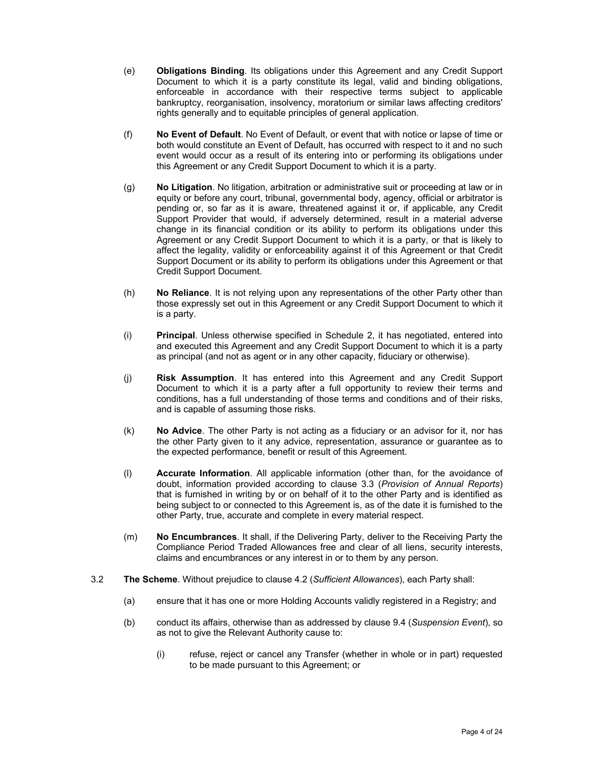(e) **Obligations Binding**. Its obligations under this Agreement and any Credit Support Document to which it is a party constitute its legal, valid and binding obligations, enforceable in accordance with their respective terms subject to applicable bankruptcy, reorganisation, insolvency, moratorium or similar laws affecting creditors' rights generally and to equitable principles of general application.

(f) **No Event of Default**. No Event of Default, or event that with notice or lapse of time or both would constitute an Event of Default, has occurred with respect to it and no such event would occur as a result of its entering into or performing its obligations under this Agreement or any Credit Support Document to which it is a party.

(g) **No Litigation**. No litigation, arbitration or administrative suit or proceeding at law or in equity or before any court, tribunal, governmental body, agency, official or arbitrator is pending or, so far as it is aware, threatened against it or, if applicable, any Credit Support Provider that would, if adversely determined, result in a material adverse change in its financial condition or its ability to perform its obligations under this Agreement or any Credit Support Document to which it is a party, or that is likely to affect the legality, validity or enforceability against it of this Agreement or that Credit Support Document or its ability to perform its obligations under this Agreement or that Credit Support Document.

(h) **No Reliance**. It is not relying upon any representations of the other Party other than those expressly set out in this Agreement or any Credit Support Document to which it is a party.

(i) **Principal**. Unless otherwise specified in Schedule 2, it has negotiated, entered into and executed this Agreement and any Credit Support Document to which it is a party as principal (and not as agent or in any other capacity, fiduciary or otherwise).

(j) **Risk Assumption**. It has entered into this Agreement and any Credit Support Document to which it is a party after a full opportunity to review their terms and conditions, has a full understanding of those terms and conditions and of their risks, and is capable of assuming those risks.

(k) **No Advice**. The other Party is not acting as a fiduciary or an advisor for it, nor has the other Party given to it any advice, representation, assurance or guarantee as to the expected performance, benefit or result of this Agreement.

(l) **Accurate Information**. All applicable information (other than, for the avoidance of doubt, information provided according to clause 3.3 (*Provision of Annual Reports*) that is furnished in writing by or on behalf of it to the other Party and is identified as being subject to or connected to this Agreement is, as of the date it is furnished to the other Party, true, accurate and complete in every material respect.

(m) **No Encumbrances**. It shall, if the Delivering Party, deliver to the Receiving Party the Compliance Period Traded Allowances free and clear of all liens, security interests, claims and encumbrances or any interest in or to them by any person.

3.2 **The Scheme**. Without prejudice to clause 4.2 (*Sufficient Allowances*), each Party shall:

(a) ensure that it has one or more Holding Accounts validly registered in a Registry; and

(b) conduct its affairs, otherwise than as addressed by clause 9.4 (*Suspension Event*), so as not to give the Relevant Authority cause to:

(i) refuse, reject or cancel any Transfer (whether in whole or in part) requested to be made pursuant to this Agreement; or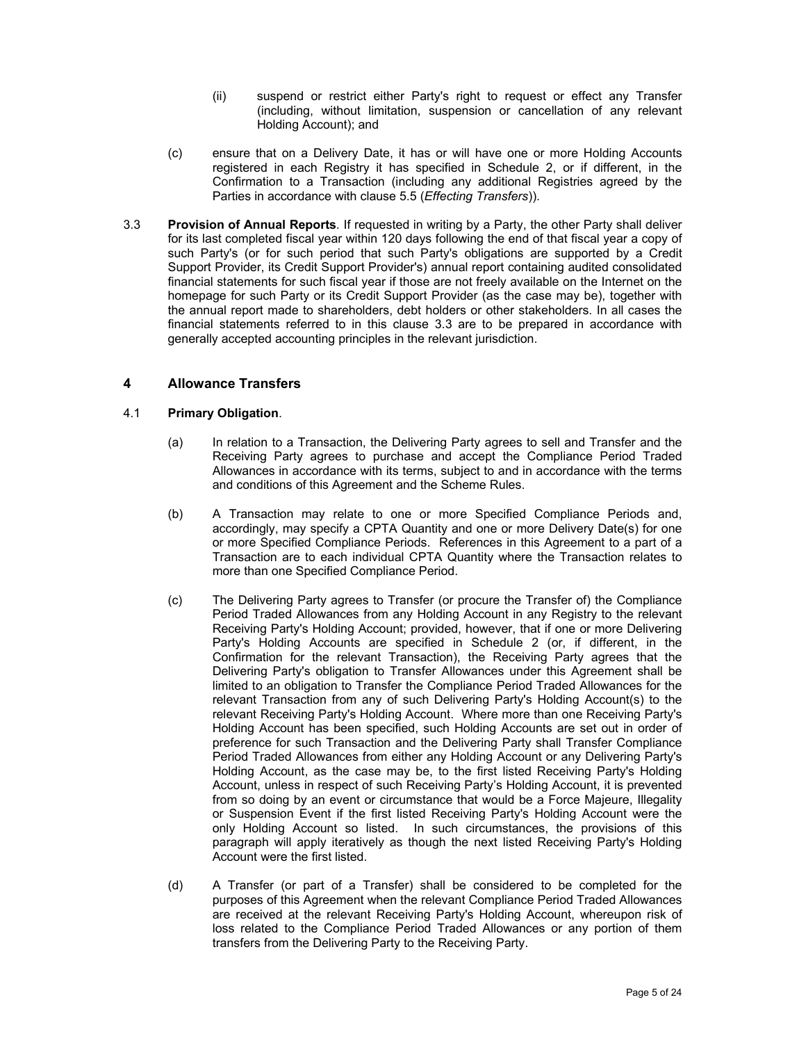(ii) suspend or restrict either Party's right to request or effect any Transfer (including, without limitation, suspension or cancellation of any relevant Holding Account); and

(c) ensure that on a Delivery Date, it has or will have one or more Holding Accounts registered in each Registry it has specified in Schedule 2, or if different, in the Confirmation to a Transaction (including any additional Registries agreed by the Parties in accordance with clause 5.5 (*Effecting Transfers*)).

3.3 **Provision of Annual Reports**. If requested in writing by a Party, the other Party shall deliver for its last completed fiscal year within 120 days following the end of that fiscal year a copy of such Party's (or for such period that such Party's obligations are supported by a Credit Support Provider, its Credit Support Provider's) annual report containing audited consolidated financial statements for such fiscal year if those are not freely available on the Internet on the homepage for such Party or its Credit Support Provider (as the case may be), together with the annual report made to shareholders, debt holders or other stakeholders. In all cases the financial statements referred to in this clause 3.3 are to be prepared in accordance with generally accepted accounting principles in the relevant jurisdiction.

## 4 Allowance Transfers

4.1 **Primary Obligation**.

(a) In relation to a Transaction, the Delivering Party agrees to sell and Transfer and the Receiving Party agrees to purchase and accept the Compliance Period Traded Allowances in accordance with its terms, subject to and in accordance with the terms and conditions of this Agreement and the Scheme Rules.

(b) A Transaction may relate to one or more Specified Compliance Periods and, accordingly, may specify a CPTA Quantity and one or more Delivery Date(s) for one or more Specified Compliance Periods. References in this Agreement to a part of a Transaction are to each individual CPTA Quantity where the Transaction relates to more than one Specified Compliance Period.

(c) The Delivering Party agrees to Transfer (or procure the Transfer of) the Compliance Period Traded Allowances from any Holding Account in any Registry to the relevant Receiving Party's Holding Account; provided, however, that if one or more Delivering Party's Holding Accounts are specified in Schedule 2 (or, if different, in the Confirmation for the relevant Transaction), the Receiving Party agrees that the Delivering Party's obligation to Transfer Allowances under this Agreement shall be limited to an obligation to Transfer the Compliance Period Traded Allowances for the relevant Transaction from any of such Delivering Party's Holding Account(s) to the relevant Receiving Party's Holding Account. Where more than one Receiving Party's Holding Account has been specified, such Holding Accounts are set out in order of preference for such Transaction and the Delivering Party shall Transfer Compliance Period Traded Allowances from either any Holding Account or any Delivering Party's Holding Account, as the case may be, to the first listed Receiving Party's Holding Account, unless in respect of such Receiving Party's Holding Account, it is prevented from so doing by an event or circumstance that would be a Force Majeure, Illegality or Suspension Event if the first listed Receiving Party's Holding Account were the only Holding Account so listed. In such circumstances, the provisions of this paragraph will apply iteratively as though the next listed Receiving Party's Holding Account were the first listed.

(d) A Transfer (or part of a Transfer) shall be considered to be completed for the purposes of this Agreement when the relevant Compliance Period Traded Allowances are received at the relevant Receiving Party's Holding Account, whereupon risk of loss related to the Compliance Period Traded Allowances or any portion of them transfers from the Delivering Party to the Receiving Party.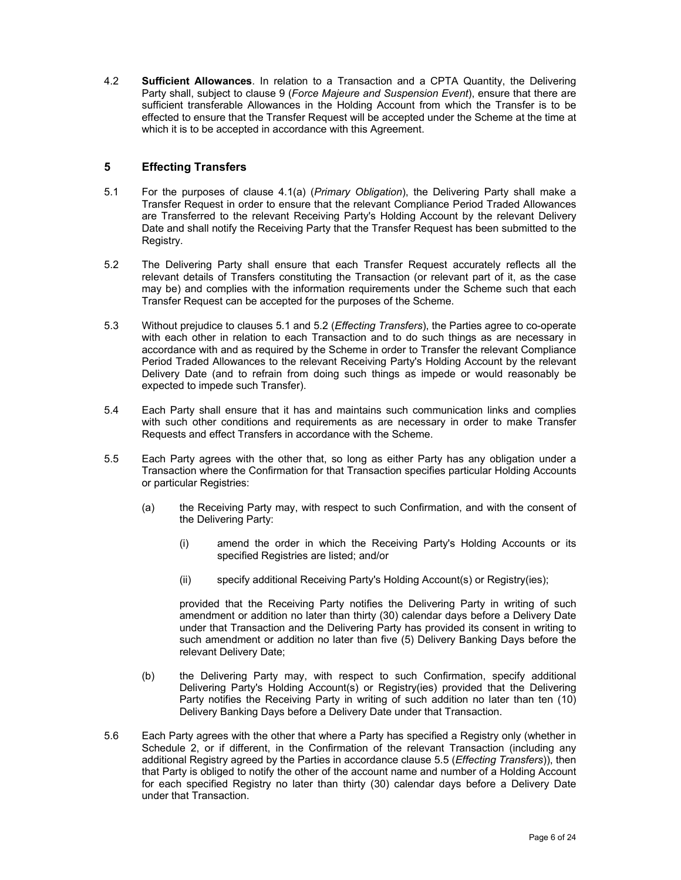4.2 **Sufficient Allowances**. In relation to a Transaction and a CPTA Quantity, the Delivering Party shall, subject to clause 9 (*Force Majeure and Suspension Event*), ensure that there are sufficient transferable Allowances in the Holding Account from which the Transfer is to be effected to ensure that the Transfer Request will be accepted under the Scheme at the time at which it is to be accepted in accordance with this Agreement.

## 5 Effecting Transfers

5.1 For the purposes of clause 4.1(a) (*Primary Obligation*), the Delivering Party shall make a Transfer Request in order to ensure that the relevant Compliance Period Traded Allowances are Transferred to the relevant Receiving Party's Holding Account by the relevant Delivery Date and shall notify the Receiving Party that the Transfer Request has been submitted to the Registry.

5.2 The Delivering Party shall ensure that each Transfer Request accurately reflects all the relevant details of Transfers constituting the Transaction (or relevant part of it, as the case may be) and complies with the information requirements under the Scheme such that each Transfer Request can be accepted for the purposes of the Scheme.

5.3 Without prejudice to clauses 5.1 and 5.2 (*Effecting Transfers*), the Parties agree to co-operate with each other in relation to each Transaction and to do such things as are necessary in accordance with and as required by the Scheme in order to Transfer the relevant Compliance Period Traded Allowances to the relevant Receiving Party's Holding Account by the relevant Delivery Date (and to refrain from doing such things as impede or would reasonably be expected to impede such Transfer).

5.4 Each Party shall ensure that it has and maintains such communication links and complies with such other conditions and requirements as are necessary in order to make Transfer Requests and effect Transfers in accordance with the Scheme.

5.5 Each Party agrees with the other that, so long as either Party has any obligation under a Transaction where the Confirmation for that Transaction specifies particular Holding Accounts or particular Registries:

(a) the Receiving Party may, with respect to such Confirmation, and with the consent of the Delivering Party:

(i) amend the order in which the Receiving Party's Holding Accounts or its specified Registries are listed; and/or

(ii) specify additional Receiving Party's Holding Account(s) or Registry(ies);

provided that the Receiving Party notifies the Delivering Party in writing of such amendment or addition no later than thirty (30) calendar days before a Delivery Date under that Transaction and the Delivering Party has provided its consent in writing to such amendment or addition no later than five (5) Delivery Banking Days before the relevant Delivery Date;

(b) the Delivering Party may, with respect to such Confirmation, specify additional Delivering Party's Holding Account(s) or Registry(ies) provided that the Delivering Party notifies the Receiving Party in writing of such addition no later than ten (10) Delivery Banking Days before a Delivery Date under that Transaction.

5.6 Each Party agrees with the other that where a Party has specified a Registry only (whether in Schedule 2, or if different, in the Confirmation of the relevant Transaction (including any additional Registry agreed by the Parties in accordance clause 5.5 (*Effecting Transfers*)), then that Party is obliged to notify the other of the account name and number of a Holding Account for each specified Registry no later than thirty (30) calendar days before a Delivery Date under that Transaction.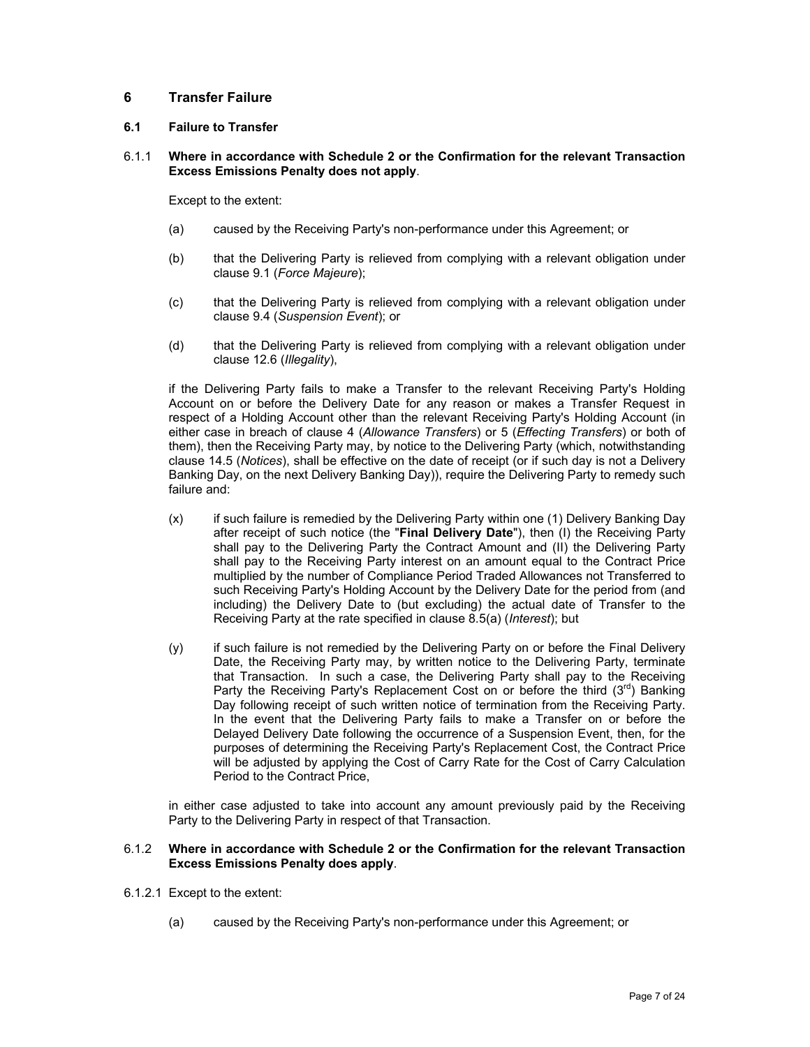## 6 Transfer Failure

### 6.1 Failure to Transfer

6.1.1 **Where in accordance with Schedule 2 or the Confirmation for the relevant Transaction Excess Emissions Penalty does not apply**.

Except to the extent:

(a) caused by the Receiving Party's non-performance under this Agreement; or

(b) that the Delivering Party is relieved from complying with a relevant obligation under clause 9.1 (*Force Majeure*);

(c) that the Delivering Party is relieved from complying with a relevant obligation under clause 9.4 (*Suspension Event*); or

(d) that the Delivering Party is relieved from complying with a relevant obligation under clause 12.6 (*Illegality*),

if the Delivering Party fails to make a Transfer to the relevant Receiving Party's Holding Account on or before the Delivery Date for any reason or makes a Transfer Request in respect of a Holding Account other than the relevant Receiving Party's Holding Account (in either case in breach of clause 4 (*Allowance Transfers*) or 5 (*Effecting Transfers*) or both of them), then the Receiving Party may, by notice to the Delivering Party (which, notwithstanding clause 14.5 (*Notices*), shall be effective on the date of receipt (or if such day is not a Delivery Banking Day, on the next Delivery Banking Day)), require the Delivering Party to remedy such failure and:

(x) if such failure is remedied by the Delivering Party within one (1) Delivery Banking Day after receipt of such notice (the "**Final Delivery Date**"), then (I) the Receiving Party shall pay to the Delivering Party the Contract Amount and (II) the Delivering Party shall pay to the Receiving Party interest on an amount equal to the Contract Price multiplied by the number of Compliance Period Traded Allowances not Transferred to such Receiving Party's Holding Account by the Delivery Date for the period from (and including) the Delivery Date to (but excluding) the actual date of Transfer to the Receiving Party at the rate specified in clause 8.5(a) (*Interest*); but

(y) if such failure is not remedied by the Delivering Party on or before the Final Delivery Date, the Receiving Party may, by written notice to the Delivering Party, terminate that Transaction. In such a case, the Delivering Party shall pay to the Receiving Party the Receiving Party's Replacement Cost on or before the third (3rd) Banking Day following receipt of such written notice of termination from the Receiving Party. In the event that the Delivering Party fails to make a Transfer on or before the Delayed Delivery Date following the occurrence of a Suspension Event, then, for the purposes of determining the Receiving Party's Replacement Cost, the Contract Price will be adjusted by applying the Cost of Carry Rate for the Cost of Carry Calculation Period to the Contract Price,

in either case adjusted to take into account any amount previously paid by the Receiving Party to the Delivering Party in respect of that Transaction.

6.1.2 **Where in accordance with Schedule 2 or the Confirmation for the relevant Transaction Excess Emissions Penalty does apply**.

6.1.2.1 Except to the extent:

(a) caused by the Receiving Party's non-performance under this Agreement; or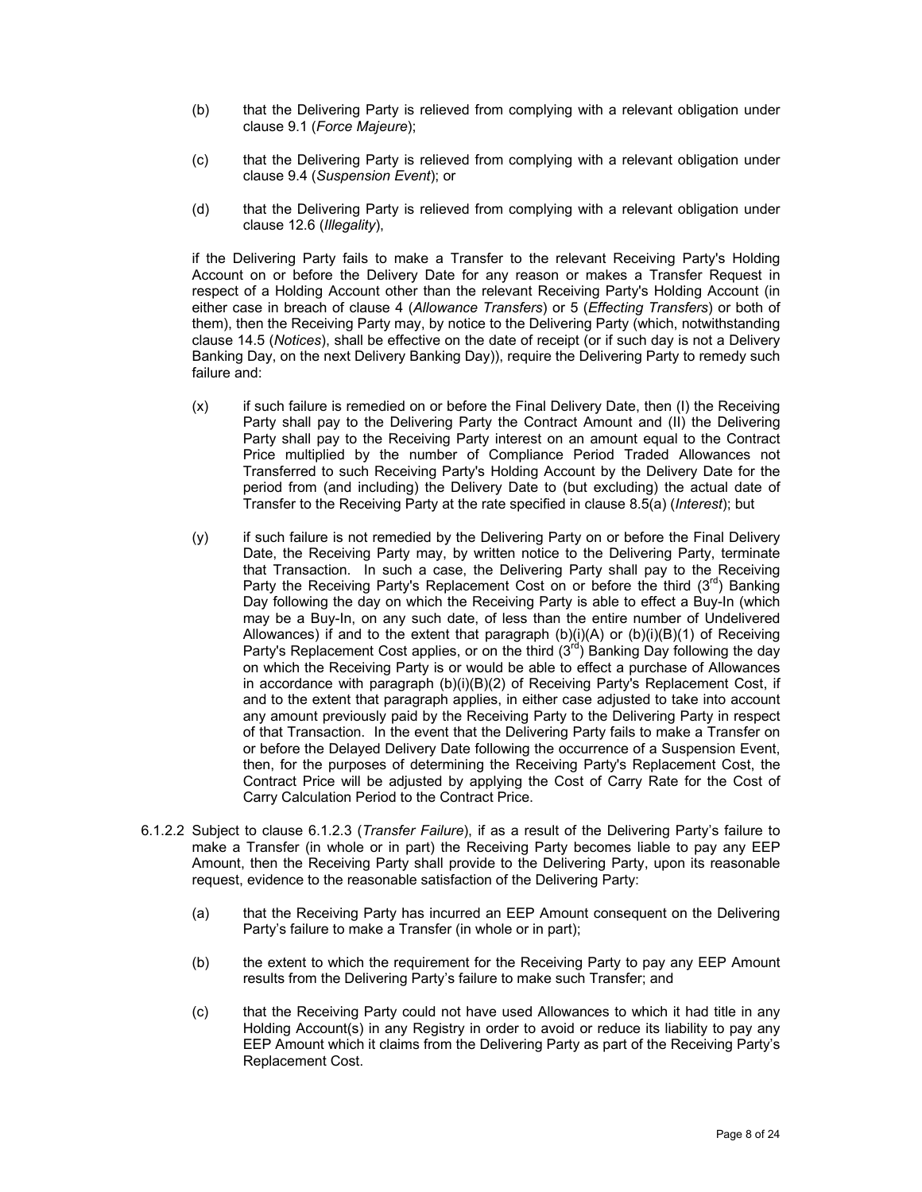(b) that the Delivering Party is relieved from complying with a relevant obligation under clause 9.1 (*Force Majeure*);

(c) that the Delivering Party is relieved from complying with a relevant obligation under clause 9.4 (*Suspension Event*); or

(d) that the Delivering Party is relieved from complying with a relevant obligation under clause 12.6 (*Illegality*),

if the Delivering Party fails to make a Transfer to the relevant Receiving Party's Holding Account on or before the Delivery Date for any reason or makes a Transfer Request in respect of a Holding Account other than the relevant Receiving Party's Holding Account (in either case in breach of clause 4 (*Allowance Transfers*) or 5 (*Effecting Transfers*) or both of them), then the Receiving Party may, by notice to the Delivering Party (which, notwithstanding clause 14.5 (*Notices*), shall be effective on the date of receipt (or if such day is not a Delivery Banking Day, on the next Delivery Banking Day)), require the Delivering Party to remedy such failure and:

(x) if such failure is remedied on or before the Final Delivery Date, then (I) the Receiving Party shall pay to the Delivering Party the Contract Amount and (II) the Delivering Party shall pay to the Receiving Party interest on an amount equal to the Contract Price multiplied by the number of Compliance Period Traded Allowances not Transferred to such Receiving Party's Holding Account by the Delivery Date for the period from (and including) the Delivery Date to (but excluding) the actual date of Transfer to the Receiving Party at the rate specified in clause 8.5(a) (*Interest*); but

(y) if such failure is not remedied by the Delivering Party on or before the Final Delivery Date, the Receiving Party may, by written notice to the Delivering Party, terminate that Transaction. In such a case, the Delivering Party shall pay to the Receiving Party the Receiving Party's Replacement Cost on or before the third (3rd) Banking Day following the day on which the Receiving Party is able to effect a Buy-In (which may be a Buy-In, on any such date, of less than the entire number of Undelivered Allowances) if and to the extent that paragraph (b)(i)(A) or (b)(i)(B)(1) of Receiving Party's Replacement Cost applies, or on the third (3rd) Banking Day following the day on which the Receiving Party is or would be able to effect a purchase of Allowances in accordance with paragraph (b)(i)(B)(2) of Receiving Party's Replacement Cost, if and to the extent that paragraph applies, in either case adjusted to take into account any amount previously paid by the Receiving Party to the Delivering Party in respect of that Transaction. In the event that the Delivering Party fails to make a Transfer on or before the Delayed Delivery Date following the occurrence of a Suspension Event, then, for the purposes of determining the Receiving Party's Replacement Cost, the Contract Price will be adjusted by applying the Cost of Carry Rate for the Cost of Carry Calculation Period to the Contract Price.

6.1.2.2 Subject to clause 6.1.2.3 (*Transfer Failure*), if as a result of the Delivering Party's failure to make a Transfer (in whole or in part) the Receiving Party becomes liable to pay any EEP Amount, then the Receiving Party shall provide to the Delivering Party, upon its reasonable request, evidence to the reasonable satisfaction of the Delivering Party:

(a) that the Receiving Party has incurred an EEP Amount consequent on the Delivering Party's failure to make a Transfer (in whole or in part);

(b) the extent to which the requirement for the Receiving Party to pay any EEP Amount results from the Delivering Party's failure to make such Transfer; and

(c) that the Receiving Party could not have used Allowances to which it had title in any Holding Account(s) in any Registry in order to avoid or reduce its liability to pay any EEP Amount which it claims from the Delivering Party as part of the Receiving Party's Replacement Cost.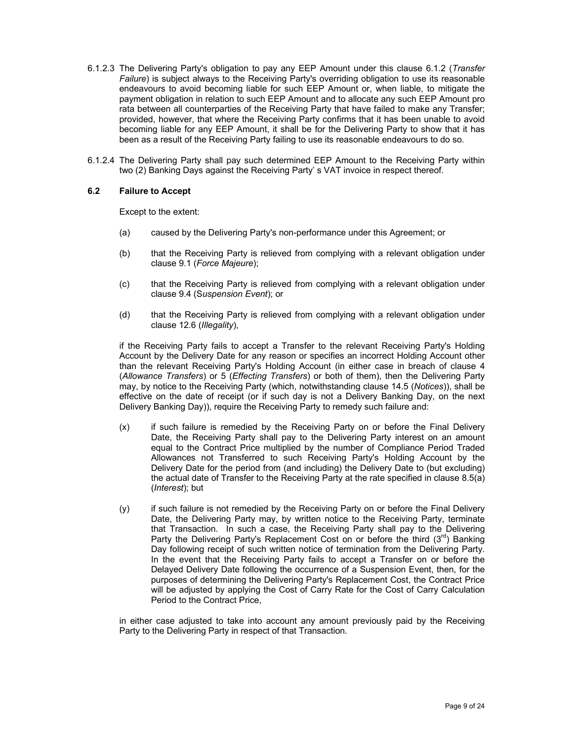6.1.2.3 The Delivering Party's obligation to pay any EEP Amount under this clause 6.1.2 (*Transfer Failure*) is subject always to the Receiving Party's overriding obligation to use its reasonable endeavours to avoid becoming liable for such EEP Amount or, when liable, to mitigate the payment obligation in relation to such EEP Amount and to allocate any such EEP Amount pro rata between all counterparties of the Receiving Party that have failed to make any Transfer; provided, however, that where the Receiving Party confirms that it has been unable to avoid becoming liable for any EEP Amount, it shall be for the Delivering Party to show that it has been as a result of the Receiving Party failing to use its reasonable endeavours to do so.

6.1.2.4 The Delivering Party shall pay such determined EEP Amount to the Receiving Party within two (2) Banking Days against the Receiving Party' s VAT invoice in respect thereof.

### 6.2 Failure to Accept

Except to the extent:

(a) caused by the Delivering Party's non-performance under this Agreement; or

(b) that the Receiving Party is relieved from complying with a relevant obligation under clause 9.1 (*Force Majeure*);

(c) that the Receiving Party is relieved from complying with a relevant obligation under clause 9.4 (S*uspension Event*); or

(d) that the Receiving Party is relieved from complying with a relevant obligation under clause 12.6 (*Illegality*),

if the Receiving Party fails to accept a Transfer to the relevant Receiving Party's Holding Account by the Delivery Date for any reason or specifies an incorrect Holding Account other than the relevant Receiving Party's Holding Account (in either case in breach of clause 4 (*Allowance Transfers*) or 5 (*Effecting Transfers*) or both of them), then the Delivering Party may, by notice to the Receiving Party (which, notwithstanding clause 14.5 (*Notices*)), shall be effective on the date of receipt (or if such day is not a Delivery Banking Day, on the next Delivery Banking Day)), require the Receiving Party to remedy such failure and:

(x) if such failure is remedied by the Receiving Party on or before the Final Delivery Date, the Receiving Party shall pay to the Delivering Party interest on an amount equal to the Contract Price multiplied by the number of Compliance Period Traded Allowances not Transferred to such Receiving Party's Holding Account by the Delivery Date for the period from (and including) the Delivery Date to (but excluding) the actual date of Transfer to the Receiving Party at the rate specified in clause 8.5(a) (*Interest*); but

(y) if such failure is not remedied by the Receiving Party on or before the Final Delivery Date, the Delivering Party may, by written notice to the Receiving Party, terminate that Transaction. In such a case, the Receiving Party shall pay to the Delivering Party the Delivering Party's Replacement Cost on or before the third (3rd) Banking Day following receipt of such written notice of termination from the Delivering Party. In the event that the Receiving Party fails to accept a Transfer on or before the Delayed Delivery Date following the occurrence of a Suspension Event, then, for the purposes of determining the Delivering Party's Replacement Cost, the Contract Price will be adjusted by applying the Cost of Carry Rate for the Cost of Carry Calculation Period to the Contract Price,

in either case adjusted to take into account any amount previously paid by the Receiving Party to the Delivering Party in respect of that Transaction.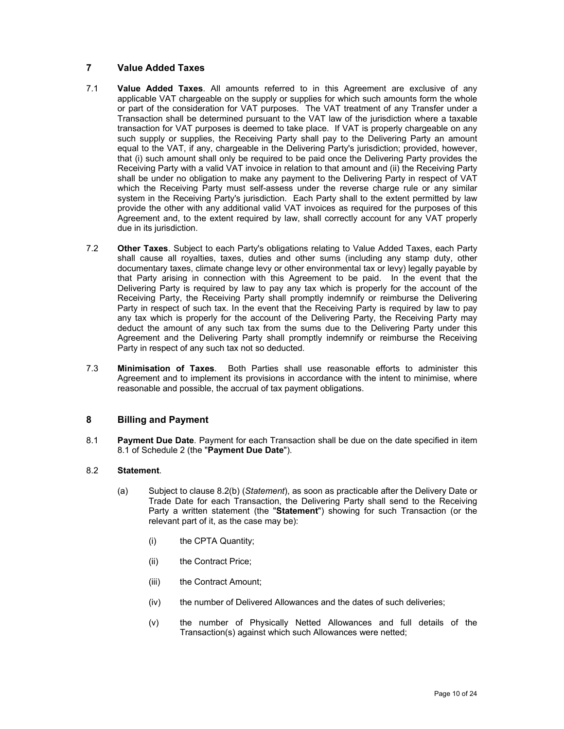## 7 Value Added Taxes

7.1 **Value Added Taxes**. All amounts referred to in this Agreement are exclusive of any applicable VAT chargeable on the supply or supplies for which such amounts form the whole or part of the consideration for VAT purposes. The VAT treatment of any Transfer under a Transaction shall be determined pursuant to the VAT law of the jurisdiction where a taxable transaction for VAT purposes is deemed to take place. If VAT is properly chargeable on any such supply or supplies, the Receiving Party shall pay to the Delivering Party an amount equal to the VAT, if any, chargeable in the Delivering Party's jurisdiction; provided, however, that (i) such amount shall only be required to be paid once the Delivering Party provides the Receiving Party with a valid VAT invoice in relation to that amount and (ii) the Receiving Party shall be under no obligation to make any payment to the Delivering Party in respect of VAT which the Receiving Party must self-assess under the reverse charge rule or any similar system in the Receiving Party's jurisdiction. Each Party shall to the extent permitted by law provide the other with any additional valid VAT invoices as required for the purposes of this Agreement and, to the extent required by law, shall correctly account for any VAT properly due in its jurisdiction.

7.2 **Other Taxes**. Subject to each Party's obligations relating to Value Added Taxes, each Party shall cause all royalties, taxes, duties and other sums (including any stamp duty, other documentary taxes, climate change levy or other environmental tax or levy) legally payable by that Party arising in connection with this Agreement to be paid. In the event that the Delivering Party is required by law to pay any tax which is properly for the account of the Receiving Party, the Receiving Party shall promptly indemnify or reimburse the Delivering Party in respect of such tax. In the event that the Receiving Party is required by law to pay any tax which is properly for the account of the Delivering Party, the Receiving Party may deduct the amount of any such tax from the sums due to the Delivering Party under this Agreement and the Delivering Party shall promptly indemnify or reimburse the Receiving Party in respect of any such tax not so deducted.

7.3 **Minimisation of Taxes**. Both Parties shall use reasonable efforts to administer this Agreement and to implement its provisions in accordance with the intent to minimise, where reasonable and possible, the accrual of tax payment obligations.

## 8 Billing and Payment

8.1 **Payment Due Date**. Payment for each Transaction shall be due on the date specified in item 8.1 of Schedule 2 (the "**Payment Due Date**").

8.2 **Statement**.

(a) Subject to clause 8.2(b) (*Statement*), as soon as practicable after the Delivery Date or Trade Date for each Transaction, the Delivering Party shall send to the Receiving Party a written statement (the "**Statement**") showing for such Transaction (or the relevant part of it, as the case may be):

(i) the CPTA Quantity;

(ii) the Contract Price;

(iii) the Contract Amount;

(iv) the number of Delivered Allowances and the dates of such deliveries;

(v) the number of Physically Netted Allowances and full details of the Transaction(s) against which such Allowances were netted;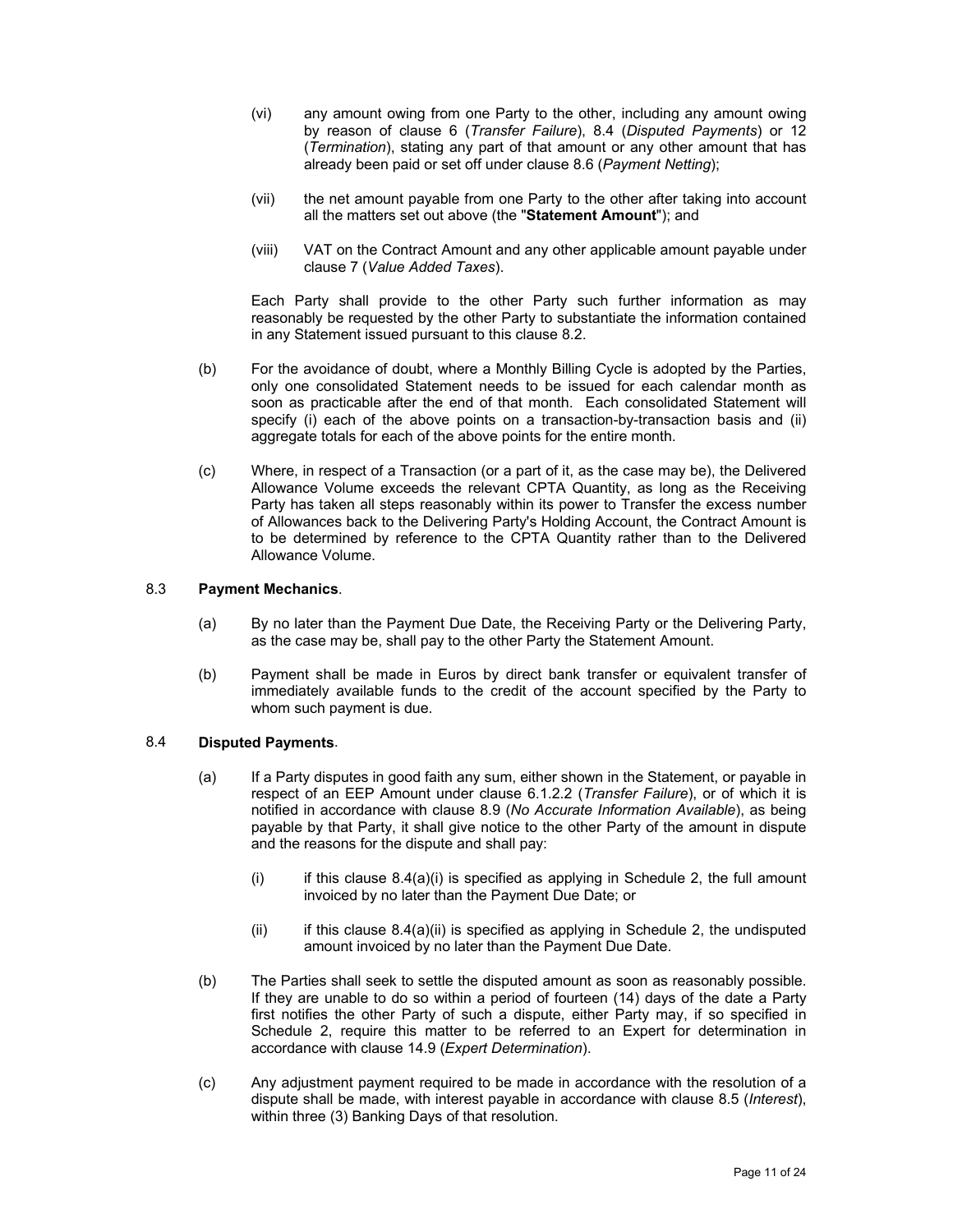(vi) any amount owing from one Party to the other, including any amount owing by reason of clause 6 (*Transfer Failure*), 8.4 (*Disputed Payments*) or 12 (*Termination*), stating any part of that amount or any other amount that has already been paid or set off under clause 8.6 (*Payment Netting*);

(vii) the net amount payable from one Party to the other after taking into account all the matters set out above (the "**Statement Amount**"); and

(viii) VAT on the Contract Amount and any other applicable amount payable under clause 7 (*Value Added Taxes*).

Each Party shall provide to the other Party such further information as may reasonably be requested by the other Party to substantiate the information contained in any Statement issued pursuant to this clause 8.2.

(b) For the avoidance of doubt, where a Monthly Billing Cycle is adopted by the Parties, only one consolidated Statement needs to be issued for each calendar month as soon as practicable after the end of that month. Each consolidated Statement will specify (i) each of the above points on a transaction-by-transaction basis and (ii) aggregate totals for each of the above points for the entire month.

(c) Where, in respect of a Transaction (or a part of it, as the case may be), the Delivered Allowance Volume exceeds the relevant CPTA Quantity, as long as the Receiving Party has taken all steps reasonably within its power to Transfer the excess number of Allowances back to the Delivering Party's Holding Account, the Contract Amount is to be determined by reference to the CPTA Quantity rather than to the Delivered Allowance Volume.

8.3 **Payment Mechanics**.

(a) By no later than the Payment Due Date, the Receiving Party or the Delivering Party, as the case may be, shall pay to the other Party the Statement Amount.

(b) Payment shall be made in Euros by direct bank transfer or equivalent transfer of immediately available funds to the credit of the account specified by the Party to whom such payment is due.

8.4 **Disputed Payments**.

(a) If a Party disputes in good faith any sum, either shown in the Statement, or payable in respect of an EEP Amount under clause 6.1.2.2 (*Transfer Failure*), or of which it is notified in accordance with clause 8.9 (*No Accurate Information Available*), as being payable by that Party, it shall give notice to the other Party of the amount in dispute and the reasons for the dispute and shall pay:

(i) if this clause 8.4(a)(i) is specified as applying in Schedule 2, the full amount invoiced by no later than the Payment Due Date; or

(ii) if this clause 8.4(a)(ii) is specified as applying in Schedule 2, the undisputed amount invoiced by no later than the Payment Due Date.

(b) The Parties shall seek to settle the disputed amount as soon as reasonably possible. If they are unable to do so within a period of fourteen (14) days of the date a Party first notifies the other Party of such a dispute, either Party may, if so specified in Schedule 2, require this matter to be referred to an Expert for determination in accordance with clause 14.9 (*Expert Determination*).

(c) Any adjustment payment required to be made in accordance with the resolution of a dispute shall be made, with interest payable in accordance with clause 8.5 (*Interest*), within three (3) Banking Days of that resolution.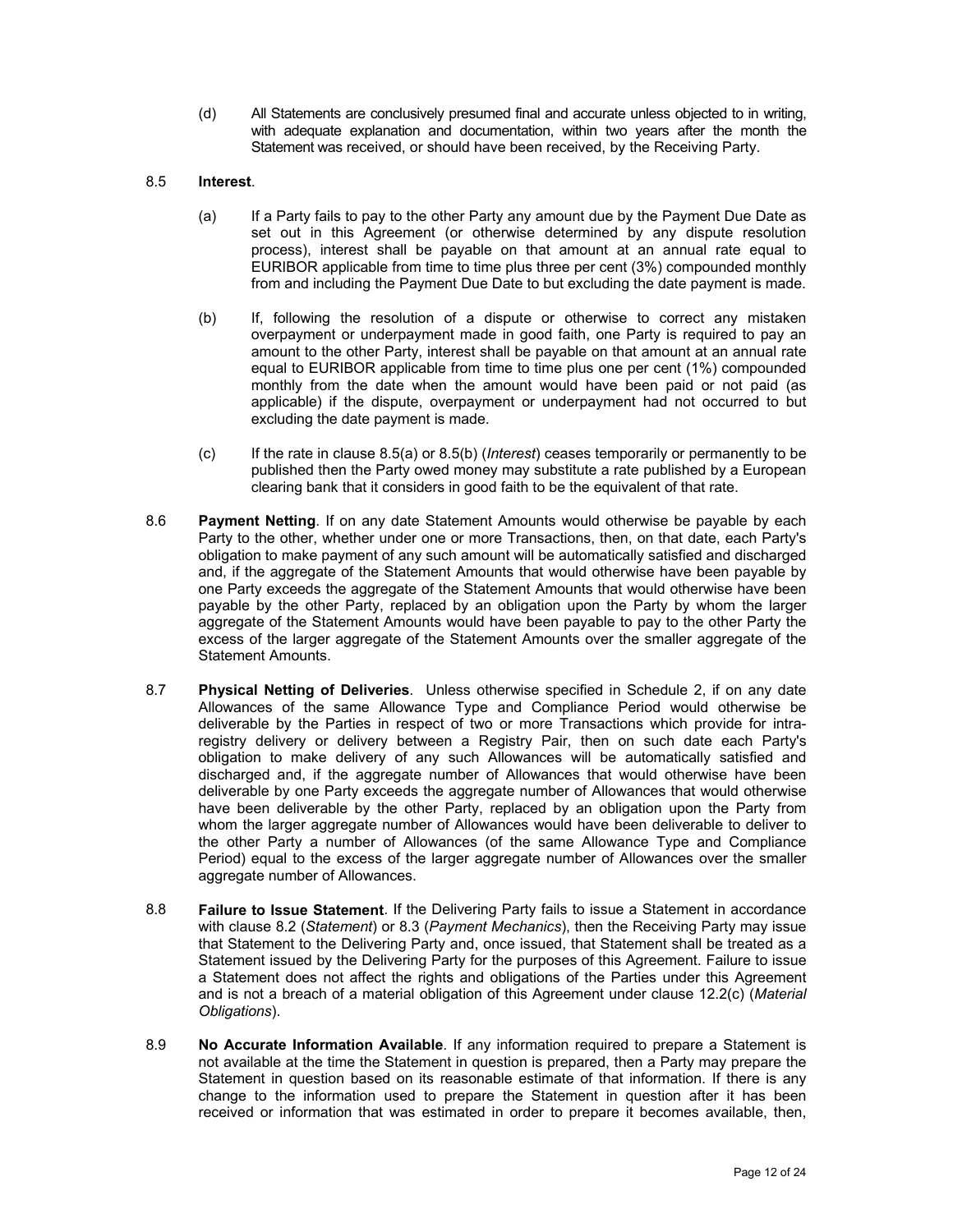(d) All Statements are conclusively presumed final and accurate unless objected to in writing, with adequate explanation and documentation, within two years after the month the Statement was received, or should have been received, by the Receiving Party.

8.5 **Interest**.

(a) If a Party fails to pay to the other Party any amount due by the Payment Due Date as set out in this Agreement (or otherwise determined by any dispute resolution process), interest shall be payable on that amount at an annual rate equal to EURIBOR applicable from time to time plus three per cent (3%) compounded monthly from and including the Payment Due Date to but excluding the date payment is made.

(b) If, following the resolution of a dispute or otherwise to correct any mistaken overpayment or underpayment made in good faith, one Party is required to pay an amount to the other Party, interest shall be payable on that amount at an annual rate equal to EURIBOR applicable from time to time plus one per cent (1%) compounded monthly from the date when the amount would have been paid or not paid (as applicable) if the dispute, overpayment or underpayment had not occurred to but excluding the date payment is made.

(c) If the rate in clause 8.5(a) or 8.5(b) (*Interest*) ceases temporarily or permanently to be published then the Party owed money may substitute a rate published by a European clearing bank that it considers in good faith to be the equivalent of that rate.

8.6 **Payment Netting**. If on any date Statement Amounts would otherwise be payable by each Party to the other, whether under one or more Transactions, then, on that date, each Party's obligation to make payment of any such amount will be automatically satisfied and discharged and, if the aggregate of the Statement Amounts that would otherwise have been payable by one Party exceeds the aggregate of the Statement Amounts that would otherwise have been payable by the other Party, replaced by an obligation upon the Party by whom the larger aggregate of the Statement Amounts would have been payable to pay to the other Party the excess of the larger aggregate of the Statement Amounts over the smaller aggregate of the Statement Amounts.

8.7 **Physical Netting of Deliveries**. Unless otherwise specified in Schedule 2, if on any date Allowances of the same Allowance Type and Compliance Period would otherwise be deliverable by the Parties in respect of two or more Transactions which provide for intra-registry delivery or delivery between a Registry Pair, then on such date each Party's obligation to make delivery of any such Allowances will be automatically satisfied and discharged and, if the aggregate number of Allowances that would otherwise have been deliverable by one Party exceeds the aggregate number of Allowances that would otherwise have been deliverable by the other Party, replaced by an obligation upon the Party from whom the larger aggregate number of Allowances would have been deliverable to deliver to the other Party a number of Allowances (of the same Allowance Type and Compliance Period) equal to the excess of the larger aggregate number of Allowances over the smaller aggregate number of Allowances.

8.8 **Failure to Issue Statement**. If the Delivering Party fails to issue a Statement in accordance with clause 8.2 (*Statement*) or 8.3 (*Payment Mechanics*), then the Receiving Party may issue that Statement to the Delivering Party and, once issued, that Statement shall be treated as a Statement issued by the Delivering Party for the purposes of this Agreement. Failure to issue a Statement does not affect the rights and obligations of the Parties under this Agreement and is not a breach of a material obligation of this Agreement under clause 12.2(c) (*Material Obligations*).

8.9 **No Accurate Information Available**. If any information required to prepare a Statement is not available at the time the Statement in question is prepared, then a Party may prepare the Statement in question based on its reasonable estimate of that information. If there is any change to the information used to prepare the Statement in question after it has been received or information that was estimated in order to prepare it becomes available, then,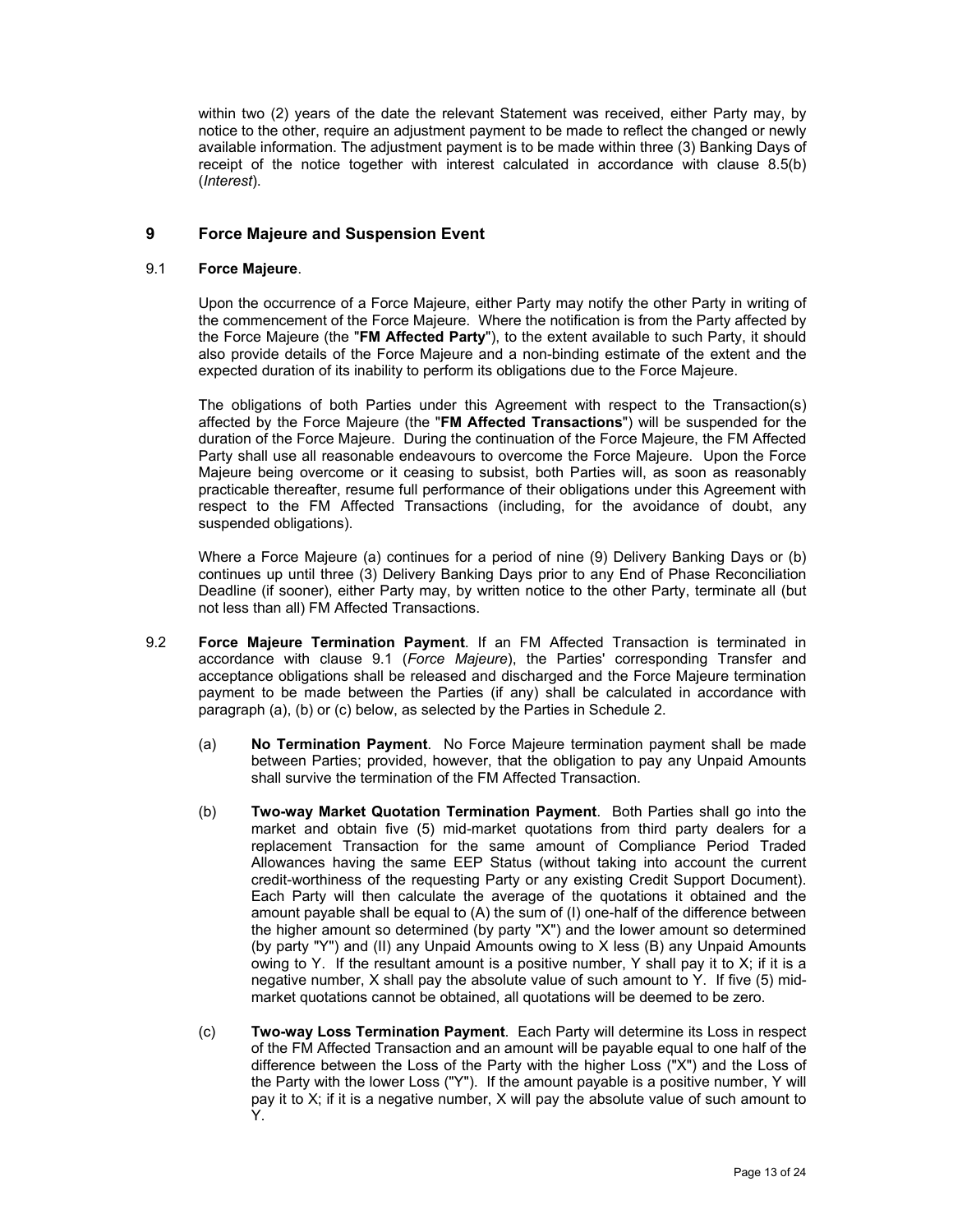within two (2) years of the date the relevant Statement was received, either Party may, by notice to the other, require an adjustment payment to be made to reflect the changed or newly available information. The adjustment payment is to be made within three (3) Banking Days of receipt of the notice together with interest calculated in accordance with clause 8.5(b) (*Interest*).

## 9 Force Majeure and Suspension Event

9.1 **Force Majeure**.

Upon the occurrence of a Force Majeure, either Party may notify the other Party in writing of the commencement of the Force Majeure. Where the notification is from the Party affected by the Force Majeure (the "**FM Affected Party**"), to the extent available to such Party, it should also provide details of the Force Majeure and a non-binding estimate of the extent and the expected duration of its inability to perform its obligations due to the Force Majeure.

The obligations of both Parties under this Agreement with respect to the Transaction(s) affected by the Force Majeure (the "**FM Affected Transactions**") will be suspended for the duration of the Force Majeure. During the continuation of the Force Majeure, the FM Affected Party shall use all reasonable endeavours to overcome the Force Majeure. Upon the Force Majeure being overcome or it ceasing to subsist, both Parties will, as soon as reasonably practicable thereafter, resume full performance of their obligations under this Agreement with respect to the FM Affected Transactions (including, for the avoidance of doubt, any suspended obligations).

Where a Force Majeure (a) continues for a period of nine (9) Delivery Banking Days or (b) continues up until three (3) Delivery Banking Days prior to any End of Phase Reconciliation Deadline (if sooner), either Party may, by written notice to the other Party, terminate all (but not less than all) FM Affected Transactions.

9.2 **Force Majeure Termination Payment**. If an FM Affected Transaction is terminated in accordance with clause 9.1 (*Force Majeure*), the Parties' corresponding Transfer and acceptance obligations shall be released and discharged and the Force Majeure termination payment to be made between the Parties (if any) shall be calculated in accordance with paragraph (a), (b) or (c) below, as selected by the Parties in Schedule 2.

(a) **No Termination Payment**. No Force Majeure termination payment shall be made between Parties; provided, however, that the obligation to pay any Unpaid Amounts shall survive the termination of the FM Affected Transaction.

(b) **Two-way Market Quotation Termination Payment**. Both Parties shall go into the market and obtain five (5) mid-market quotations from third party dealers for a replacement Transaction for the same amount of Compliance Period Traded Allowances having the same EEP Status (without taking into account the current credit-worthiness of the requesting Party or any existing Credit Support Document). Each Party will then calculate the average of the quotations it obtained and the amount payable shall be equal to (A) the sum of (I) one-half of the difference between the higher amount so determined (by party "X") and the lower amount so determined (by party "Y") and (II) any Unpaid Amounts owing to X less (B) any Unpaid Amounts owing to Y. If the resultant amount is a positive number, Y shall pay it to X; if it is a negative number, X shall pay the absolute value of such amount to Y. If five (5) mid-market quotations cannot be obtained, all quotations will be deemed to be zero.

(c) **Two-way Loss Termination Payment**. Each Party will determine its Loss in respect of the FM Affected Transaction and an amount will be payable equal to one half of the difference between the Loss of the Party with the higher Loss ("X") and the Loss of the Party with the lower Loss ("Y"). If the amount payable is a positive number, Y will pay it to X; if it is a negative number, X will pay the absolute value of such amount to Y.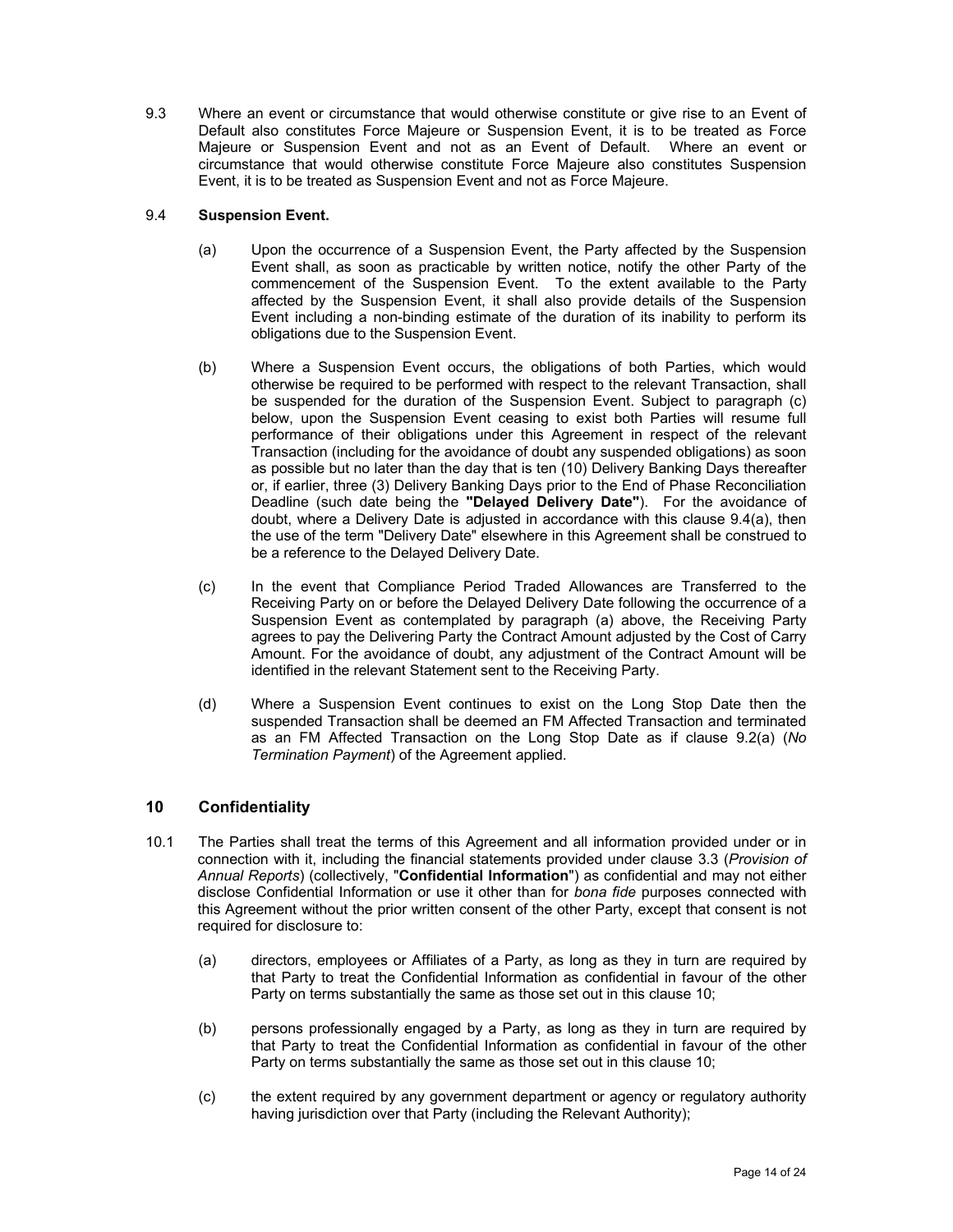9.3 Where an event or circumstance that would otherwise constitute or give rise to an Event of Default also constitutes Force Majeure or Suspension Event, it is to be treated as Force Majeure or Suspension Event and not as an Event of Default. Where an event or circumstance that would otherwise constitute Force Majeure also constitutes Suspension Event, it is to be treated as Suspension Event and not as Force Majeure.

9.4 **Suspension Event.**

(a) Upon the occurrence of a Suspension Event, the Party affected by the Suspension Event shall, as soon as practicable by written notice, notify the other Party of the commencement of the Suspension Event. To the extent available to the Party affected by the Suspension Event, it shall also provide details of the Suspension Event including a non-binding estimate of the duration of its inability to perform its obligations due to the Suspension Event.

(b) Where a Suspension Event occurs, the obligations of both Parties, which would otherwise be required to be performed with respect to the relevant Transaction, shall be suspended for the duration of the Suspension Event. Subject to paragraph (c) below, upon the Suspension Event ceasing to exist both Parties will resume full performance of their obligations under this Agreement in respect of the relevant Transaction (including for the avoidance of doubt any suspended obligations) as soon as possible but no later than the day that is ten (10) Delivery Banking Days thereafter or, if earlier, three (3) Delivery Banking Days prior to the End of Phase Reconciliation Deadline (such date being the **"Delayed Delivery Date"**). For the avoidance of doubt, where a Delivery Date is adjusted in accordance with this clause 9.4(a), then the use of the term "Delivery Date" elsewhere in this Agreement shall be construed to be a reference to the Delayed Delivery Date.

(c) In the event that Compliance Period Traded Allowances are Transferred to the Receiving Party on or before the Delayed Delivery Date following the occurrence of a Suspension Event as contemplated by paragraph (a) above, the Receiving Party agrees to pay the Delivering Party the Contract Amount adjusted by the Cost of Carry Amount. For the avoidance of doubt, any adjustment of the Contract Amount will be identified in the relevant Statement sent to the Receiving Party.

(d) Where a Suspension Event continues to exist on the Long Stop Date then the suspended Transaction shall be deemed an FM Affected Transaction and terminated as an FM Affected Transaction on the Long Stop Date as if clause 9.2(a) (*No Termination Payment*) of the Agreement applied.

## 10 Confidentiality

10.1 The Parties shall treat the terms of this Agreement and all information provided under or in connection with it, including the financial statements provided under clause 3.3 (*Provision of Annual Reports*) (collectively, "**Confidential Information**") as confidential and may not either disclose Confidential Information or use it other than for *bona fide* purposes connected with this Agreement without the prior written consent of the other Party, except that consent is not required for disclosure to:

(a) directors, employees or Affiliates of a Party, as long as they in turn are required by that Party to treat the Confidential Information as confidential in favour of the other Party on terms substantially the same as those set out in this clause 10;

(b) persons professionally engaged by a Party, as long as they in turn are required by that Party to treat the Confidential Information as confidential in favour of the other Party on terms substantially the same as those set out in this clause 10;

(c) the extent required by any government department or agency or regulatory authority having jurisdiction over that Party (including the Relevant Authority);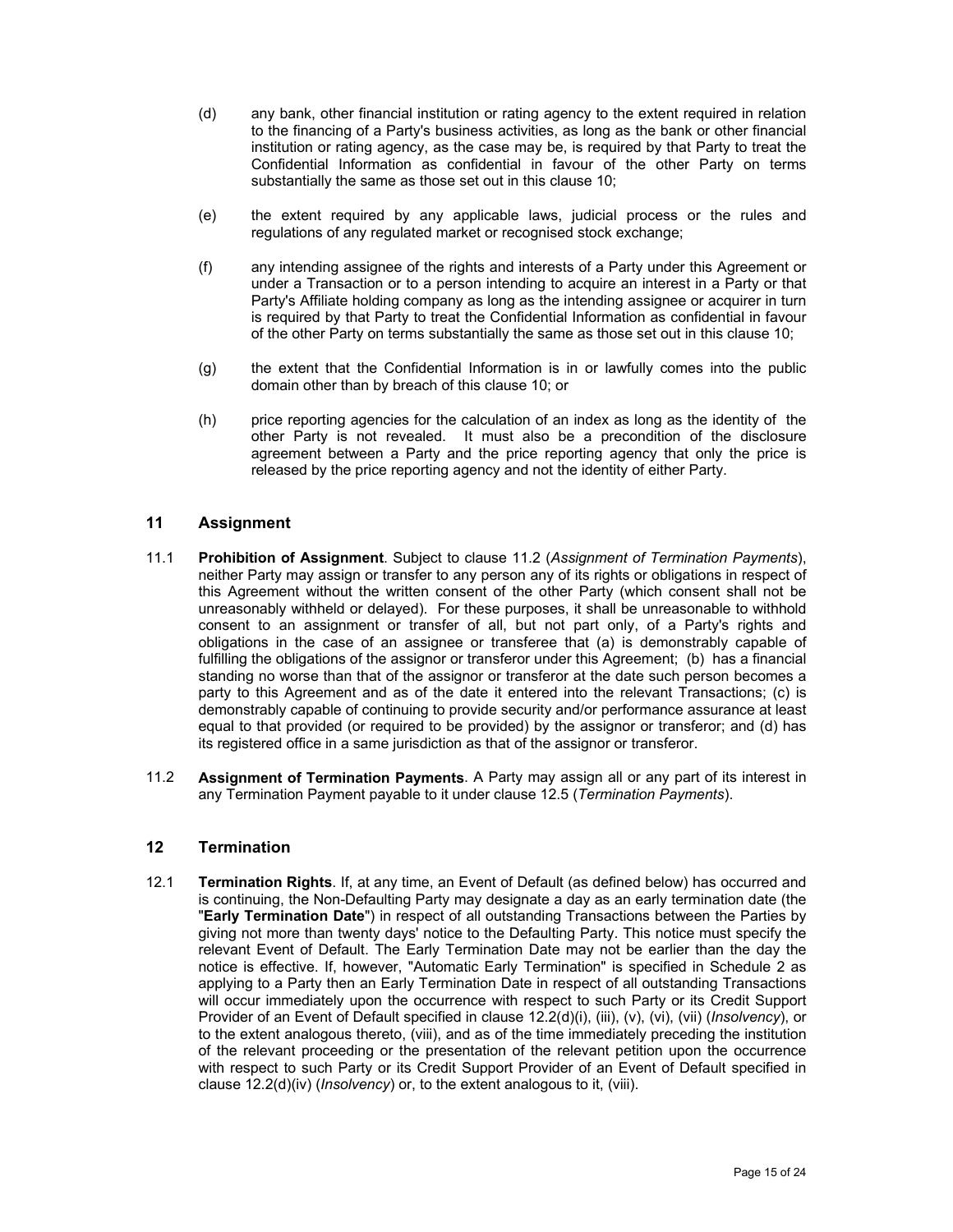(d) any bank, other financial institution or rating agency to the extent required in relation to the financing of a Party's business activities, as long as the bank or other financial institution or rating agency, as the case may be, is required by that Party to treat the Confidential Information as confidential in favour of the other Party on terms substantially the same as those set out in this clause 10;

(e) the extent required by any applicable laws, judicial process or the rules and regulations of any regulated market or recognised stock exchange;

(f) any intending assignee of the rights and interests of a Party under this Agreement or under a Transaction or to a person intending to acquire an interest in a Party or that Party's Affiliate holding company as long as the intending assignee or acquirer in turn is required by that Party to treat the Confidential Information as confidential in favour of the other Party on terms substantially the same as those set out in this clause 10;

(g) the extent that the Confidential Information is in or lawfully comes into the public domain other than by breach of this clause 10; or

(h) price reporting agencies for the calculation of an index as long as the identity of the other Party is not revealed. It must also be a precondition of the disclosure agreement between a Party and the price reporting agency that only the price is released by the price reporting agency and not the identity of either Party.

## 11 Assignment

11.1 **Prohibition of Assignment**. Subject to clause 11.2 (*Assignment of Termination Payments*), neither Party may assign or transfer to any person any of its rights or obligations in respect of this Agreement without the written consent of the other Party (which consent shall not be unreasonably withheld or delayed). For these purposes, it shall be unreasonable to withhold consent to an assignment or transfer of all, but not part only, of a Party's rights and obligations in the case of an assignee or transferee that (a) is demonstrably capable of fulfilling the obligations of the assignor or transferor under this Agreement; (b) has a financial standing no worse than that of the assignor or transferor at the date such person becomes a party to this Agreement and as of the date it entered into the relevant Transactions; (c) is demonstrably capable of continuing to provide security and/or performance assurance at least equal to that provided (or required to be provided) by the assignor or transferor; and (d) has its registered office in a same jurisdiction as that of the assignor or transferor.

11.2 **Assignment of Termination Payments**. A Party may assign all or any part of its interest in any Termination Payment payable to it under clause 12.5 (*Termination Payments*).

## 12 Termination

12.1 **Termination Rights**. If, at any time, an Event of Default (as defined below) has occurred and is continuing, the Non-Defaulting Party may designate a day as an early termination date (the "**Early Termination Date**") in respect of all outstanding Transactions between the Parties by giving not more than twenty days' notice to the Defaulting Party. This notice must specify the relevant Event of Default. The Early Termination Date may not be earlier than the day the notice is effective. If, however, "Automatic Early Termination" is specified in Schedule 2 as applying to a Party then an Early Termination Date in respect of all outstanding Transactions will occur immediately upon the occurrence with respect to such Party or its Credit Support Provider of an Event of Default specified in clause 12.2(d)(i), (iii), (v), (vi), (vii) (*Insolvency*), or to the extent analogous thereto, (viii), and as of the time immediately preceding the institution of the relevant proceeding or the presentation of the relevant petition upon the occurrence with respect to such Party or its Credit Support Provider of an Event of Default specified in clause 12.2(d)(iv) (*Insolvency*) or, to the extent analogous to it, (viii).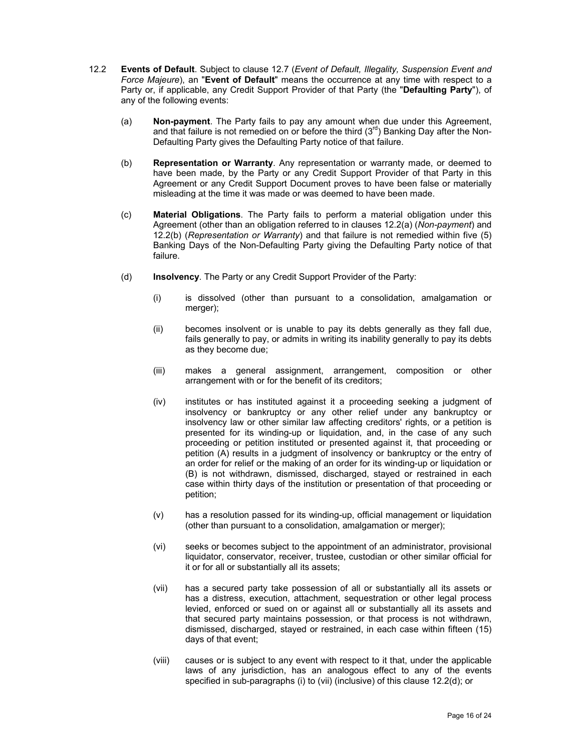12.2 **Events of Default**. Subject to clause 12.7 (*Event of Default, Illegality, Suspension Event and Force Majeure*), an "**Event of Default**" means the occurrence at any time with respect to a Party or, if applicable, any Credit Support Provider of that Party (the "**Defaulting Party**"), of any of the following events:

(a) **Non-payment**. The Party fails to pay any amount when due under this Agreement, and that failure is not remedied on or before the third (3rd) Banking Day after the Non-Defaulting Party gives the Defaulting Party notice of that failure.

(b) **Representation or Warranty**. Any representation or warranty made, or deemed to have been made, by the Party or any Credit Support Provider of that Party in this Agreement or any Credit Support Document proves to have been false or materially misleading at the time it was made or was deemed to have been made.

(c) **Material Obligations**. The Party fails to perform a material obligation under this Agreement (other than an obligation referred to in clauses 12.2(a) (*Non-payment*) and 12.2(b) (*Representation or Warranty*) and that failure is not remedied within five (5) Banking Days of the Non-Defaulting Party giving the Defaulting Party notice of that failure.

(d) **Insolvency**. The Party or any Credit Support Provider of the Party:

(i) is dissolved (other than pursuant to a consolidation, amalgamation or merger);

(ii) becomes insolvent or is unable to pay its debts generally as they fall due, fails generally to pay, or admits in writing its inability generally to pay its debts as they become due;

(iii) makes a general assignment, arrangement, composition or other arrangement with or for the benefit of its creditors;

(iv) institutes or has instituted against it a proceeding seeking a judgment of insolvency or bankruptcy or any other relief under any bankruptcy or insolvency law or other similar law affecting creditors' rights, or a petition is presented for its winding-up or liquidation, and, in the case of any such proceeding or petition instituted or presented against it, that proceeding or petition (A) results in a judgment of insolvency or bankruptcy or the entry of an order for relief or the making of an order for its winding-up or liquidation or (B) is not withdrawn, dismissed, discharged, stayed or restrained in each case within thirty days of the institution or presentation of that proceeding or petition;

(v) has a resolution passed for its winding-up, official management or liquidation (other than pursuant to a consolidation, amalgamation or merger);

(vi) seeks or becomes subject to the appointment of an administrator, provisional liquidator, conservator, receiver, trustee, custodian or other similar official for it or for all or substantially all its assets;

(vii) has a secured party take possession of all or substantially all its assets or has a distress, execution, attachment, sequestration or other legal process levied, enforced or sued on or against all or substantially all its assets and that secured party maintains possession, or that process is not withdrawn, dismissed, discharged, stayed or restrained, in each case within fifteen (15) days of that event;

(viii) causes or is subject to any event with respect to it that, under the applicable laws of any jurisdiction, has an analogous effect to any of the events specified in sub-paragraphs (i) to (vii) (inclusive) of this clause 12.2(d); or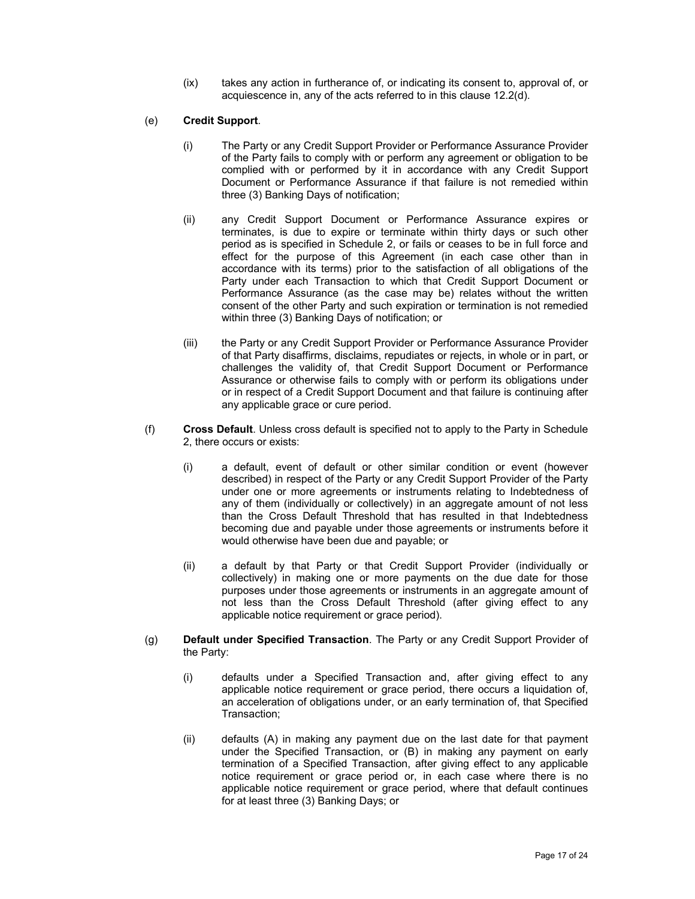(ix) takes any action in furtherance of, or indicating its consent to, approval of, or acquiescence in, any of the acts referred to in this clause 12.2(d).

(e) **Credit Support**.

(i) The Party or any Credit Support Provider or Performance Assurance Provider of the Party fails to comply with or perform any agreement or obligation to be complied with or performed by it in accordance with any Credit Support Document or Performance Assurance if that failure is not remedied within three (3) Banking Days of notification;

(ii) any Credit Support Document or Performance Assurance expires or terminates, is due to expire or terminate within thirty days or such other period as is specified in Schedule 2, or fails or ceases to be in full force and effect for the purpose of this Agreement (in each case other than in accordance with its terms) prior to the satisfaction of all obligations of the Party under each Transaction to which that Credit Support Document or Performance Assurance (as the case may be) relates without the written consent of the other Party and such expiration or termination is not remedied within three (3) Banking Days of notification; or

(iii) the Party or any Credit Support Provider or Performance Assurance Provider of that Party disaffirms, disclaims, repudiates or rejects, in whole or in part, or challenges the validity of, that Credit Support Document or Performance Assurance or otherwise fails to comply with or perform its obligations under or in respect of a Credit Support Document and that failure is continuing after any applicable grace or cure period.

(f) **Cross Default**. Unless cross default is specified not to apply to the Party in Schedule 2, there occurs or exists:

(i) a default, event of default or other similar condition or event (however described) in respect of the Party or any Credit Support Provider of the Party under one or more agreements or instruments relating to Indebtedness of any of them (individually or collectively) in an aggregate amount of not less than the Cross Default Threshold that has resulted in that Indebtedness becoming due and payable under those agreements or instruments before it would otherwise have been due and payable; or

(ii) a default by that Party or that Credit Support Provider (individually or collectively) in making one or more payments on the due date for those purposes under those agreements or instruments in an aggregate amount of not less than the Cross Default Threshold (after giving effect to any applicable notice requirement or grace period).

(g) **Default under Specified Transaction**. The Party or any Credit Support Provider of the Party:

(i) defaults under a Specified Transaction and, after giving effect to any applicable notice requirement or grace period, there occurs a liquidation of, an acceleration of obligations under, or an early termination of, that Specified Transaction;

(ii) defaults (A) in making any payment due on the last date for that payment under the Specified Transaction, or (B) in making any payment on early termination of a Specified Transaction, after giving effect to any applicable notice requirement or grace period or, in each case where there is no applicable notice requirement or grace period, where that default continues for at least three (3) Banking Days; or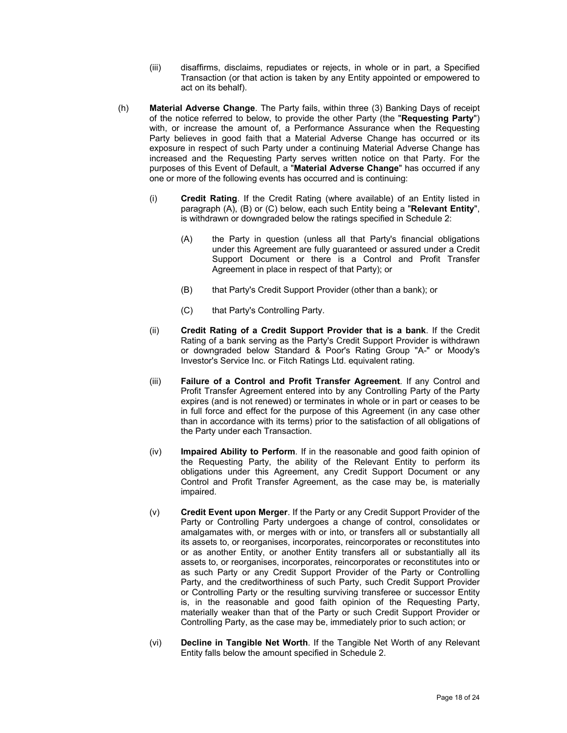(iii) disaffirms, disclaims, repudiates or rejects, in whole or in part, a Specified Transaction (or that action is taken by any Entity appointed or empowered to act on its behalf).

(h) **Material Adverse Change**. The Party fails, within three (3) Banking Days of receipt of the notice referred to below, to provide the other Party (the "**Requesting Party**") with, or increase the amount of, a Performance Assurance when the Requesting Party believes in good faith that a Material Adverse Change has occurred or its exposure in respect of such Party under a continuing Material Adverse Change has increased and the Requesting Party serves written notice on that Party. For the purposes of this Event of Default, a "**Material Adverse Change**" has occurred if any one or more of the following events has occurred and is continuing:

(i) **Credit Rating**. If the Credit Rating (where available) of an Entity listed in paragraph (A), (B) or (C) below, each such Entity being a "**Relevant Entity**", is withdrawn or downgraded below the ratings specified in Schedule 2:

(A) the Party in question (unless all that Party's financial obligations under this Agreement are fully guaranteed or assured under a Credit Support Document or there is a Control and Profit Transfer Agreement in place in respect of that Party); or

(B) that Party's Credit Support Provider (other than a bank); or

(C) that Party's Controlling Party.

(ii) **Credit Rating of a Credit Support Provider that is a bank**. If the Credit Rating of a bank serving as the Party's Credit Support Provider is withdrawn or downgraded below Standard & Poor's Rating Group "A-" or Moody's Investor's Service Inc. or Fitch Ratings Ltd. equivalent rating.

(iii) **Failure of a Control and Profit Transfer Agreement**. If any Control and Profit Transfer Agreement entered into by any Controlling Party of the Party expires (and is not renewed) or terminates in whole or in part or ceases to be in full force and effect for the purpose of this Agreement (in any case other than in accordance with its terms) prior to the satisfaction of all obligations of the Party under each Transaction.

(iv) **Impaired Ability to Perform**. If in the reasonable and good faith opinion of the Requesting Party, the ability of the Relevant Entity to perform its obligations under this Agreement, any Credit Support Document or any Control and Profit Transfer Agreement, as the case may be, is materially impaired.

(v) **Credit Event upon Merger**. If the Party or any Credit Support Provider of the Party or Controlling Party undergoes a change of control, consolidates or amalgamates with, or merges with or into, or transfers all or substantially all its assets to, or reorganises, incorporates, reincorporates or reconstitutes into or as another Entity, or another Entity transfers all or substantially all its assets to, or reorganises, incorporates, reincorporates or reconstitutes into or as such Party or any Credit Support Provider of the Party or Controlling Party, and the creditworthiness of such Party, such Credit Support Provider or Controlling Party or the resulting surviving transferee or successor Entity is, in the reasonable and good faith opinion of the Requesting Party, materially weaker than that of the Party or such Credit Support Provider or Controlling Party, as the case may be, immediately prior to such action; or

(vi) **Decline in Tangible Net Worth**. If the Tangible Net Worth of any Relevant Entity falls below the amount specified in Schedule 2.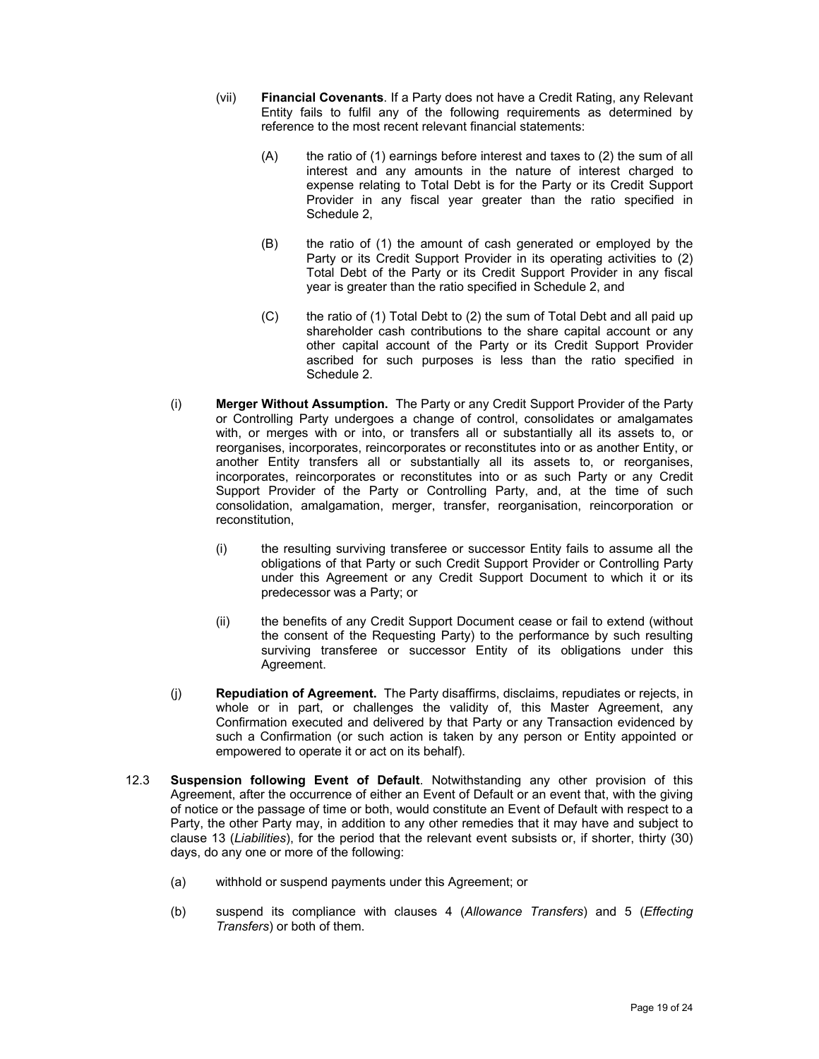(vii) **Financial Covenants**. If a Party does not have a Credit Rating, any Relevant Entity fails to fulfil any of the following requirements as determined by reference to the most recent relevant financial statements:

(A) the ratio of (1) earnings before interest and taxes to (2) the sum of all interest and any amounts in the nature of interest charged to expense relating to Total Debt is for the Party or its Credit Support Provider in any fiscal year greater than the ratio specified in Schedule 2,

(B) the ratio of (1) the amount of cash generated or employed by the Party or its Credit Support Provider in its operating activities to (2) Total Debt of the Party or its Credit Support Provider in any fiscal year is greater than the ratio specified in Schedule 2, and

(C) the ratio of (1) Total Debt to (2) the sum of Total Debt and all paid up shareholder cash contributions to the share capital account or any other capital account of the Party or its Credit Support Provider ascribed for such purposes is less than the ratio specified in Schedule 2.

(i) **Merger Without Assumption.** The Party or any Credit Support Provider of the Party or Controlling Party undergoes a change of control, consolidates or amalgamates with, or merges with or into, or transfers all or substantially all its assets to, or reorganises, incorporates, reincorporates or reconstitutes into or as another Entity, or another Entity transfers all or substantially all its assets to, or reorganises, incorporates, reincorporates or reconstitutes into or as such Party or any Credit Support Provider of the Party or Controlling Party, and, at the time of such consolidation, amalgamation, merger, transfer, reorganisation, reincorporation or reconstitution,

(i) the resulting surviving transferee or successor Entity fails to assume all the obligations of that Party or such Credit Support Provider or Controlling Party under this Agreement or any Credit Support Document to which it or its predecessor was a Party; or

(ii) the benefits of any Credit Support Document cease or fail to extend (without the consent of the Requesting Party) to the performance by such resulting surviving transferee or successor Entity of its obligations under this Agreement.

(j) **Repudiation of Agreement.** The Party disaffirms, disclaims, repudiates or rejects, in whole or in part, or challenges the validity of, this Master Agreement, any Confirmation executed and delivered by that Party or any Transaction evidenced by such a Confirmation (or such action is taken by any person or Entity appointed or empowered to operate it or act on its behalf).

12.3 **Suspension following Event of Default**. Notwithstanding any other provision of this Agreement, after the occurrence of either an Event of Default or an event that, with the giving of notice or the passage of time or both, would constitute an Event of Default with respect to a Party, the other Party may, in addition to any other remedies that it may have and subject to clause 13 (*Liabilities*), for the period that the relevant event subsists or, if shorter, thirty (30) days, do any one or more of the following:

(a) withhold or suspend payments under this Agreement; or

(b) suspend its compliance with clauses 4 (*Allowance Transfers*) and 5 (*Effecting Transfers*) or both of them.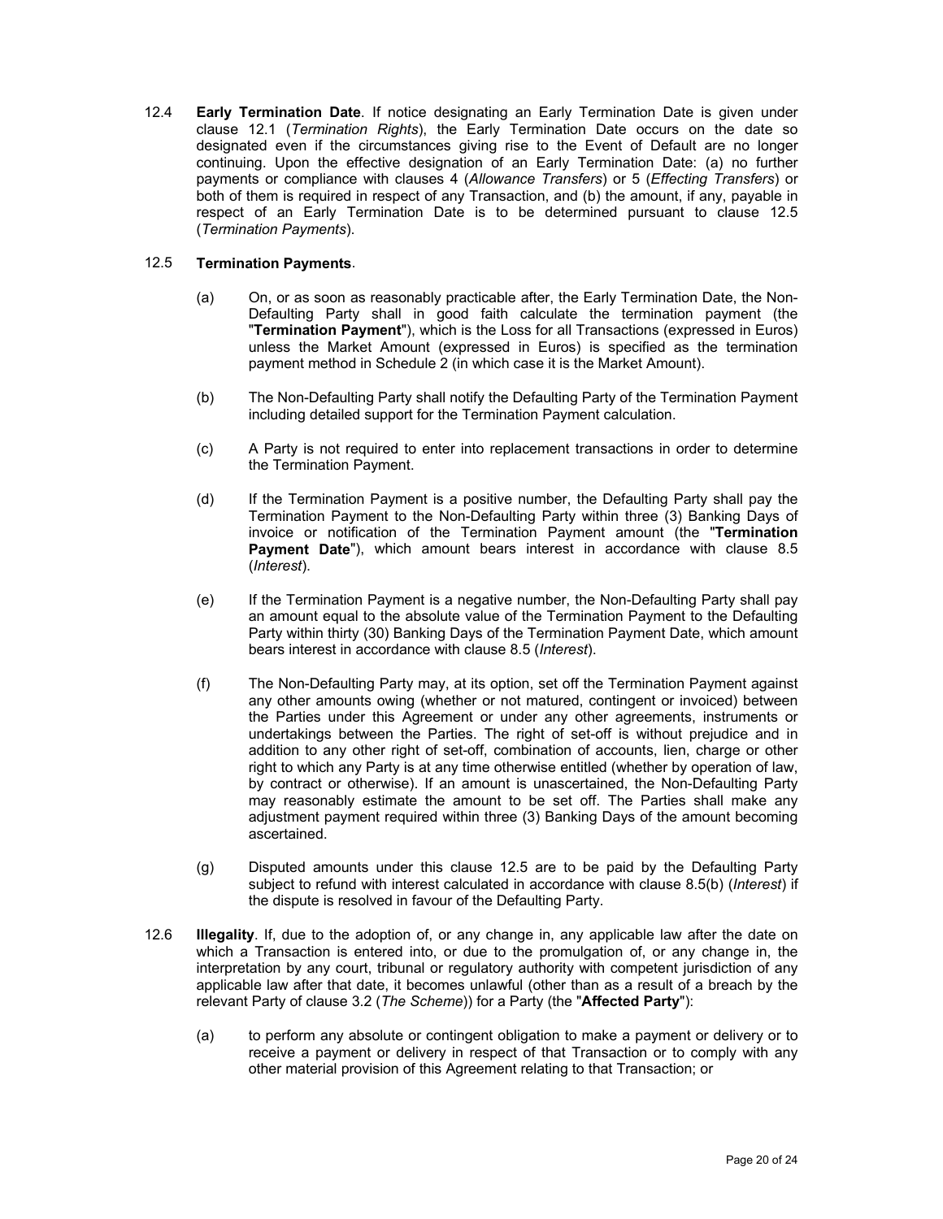12.4 **Early Termination Date**. If notice designating an Early Termination Date is given under clause 12.1 (*Termination Rights*), the Early Termination Date occurs on the date so designated even if the circumstances giving rise to the Event of Default are no longer continuing. Upon the effective designation of an Early Termination Date: (a) no further payments or compliance with clauses 4 (*Allowance Transfers*) or 5 (*Effecting Transfers*) or both of them is required in respect of any Transaction, and (b) the amount, if any, payable in respect of an Early Termination Date is to be determined pursuant to clause 12.5 (*Termination Payments*).

12.5 **Termination Payments**.

(a) On, or as soon as reasonably practicable after, the Early Termination Date, the Non-Defaulting Party shall in good faith calculate the termination payment (the "**Termination Payment**"), which is the Loss for all Transactions (expressed in Euros) unless the Market Amount (expressed in Euros) is specified as the termination payment method in Schedule 2 (in which case it is the Market Amount).

(b) The Non-Defaulting Party shall notify the Defaulting Party of the Termination Payment including detailed support for the Termination Payment calculation.

(c) A Party is not required to enter into replacement transactions in order to determine the Termination Payment.

(d) If the Termination Payment is a positive number, the Defaulting Party shall pay the Termination Payment to the Non-Defaulting Party within three (3) Banking Days of invoice or notification of the Termination Payment amount (the "**Termination Payment Date**"), which amount bears interest in accordance with clause 8.5 (*Interest*).

(e) If the Termination Payment is a negative number, the Non-Defaulting Party shall pay an amount equal to the absolute value of the Termination Payment to the Defaulting Party within thirty (30) Banking Days of the Termination Payment Date, which amount bears interest in accordance with clause 8.5 (*Interest*).

(f) The Non-Defaulting Party may, at its option, set off the Termination Payment against any other amounts owing (whether or not matured, contingent or invoiced) between the Parties under this Agreement or under any other agreements, instruments or undertakings between the Parties. The right of set-off is without prejudice and in addition to any other right of set-off, combination of accounts, lien, charge or other right to which any Party is at any time otherwise entitled (whether by operation of law, by contract or otherwise). If an amount is unascertained, the Non-Defaulting Party may reasonably estimate the amount to be set off. The Parties shall make any adjustment payment required within three (3) Banking Days of the amount becoming ascertained.

(g) Disputed amounts under this clause 12.5 are to be paid by the Defaulting Party subject to refund with interest calculated in accordance with clause 8.5(b) (*Interest*) if the dispute is resolved in favour of the Defaulting Party.

12.6 **Illegality**. If, due to the adoption of, or any change in, any applicable law after the date on which a Transaction is entered into, or due to the promulgation of, or any change in, the interpretation by any court, tribunal or regulatory authority with competent jurisdiction of any applicable law after that date, it becomes unlawful (other than as a result of a breach by the relevant Party of clause 3.2 (*The Scheme*)) for a Party (the "**Affected Party**"):

(a) to perform any absolute or contingent obligation to make a payment or delivery or to receive a payment or delivery in respect of that Transaction or to comply with any other material provision of this Agreement relating to that Transaction; or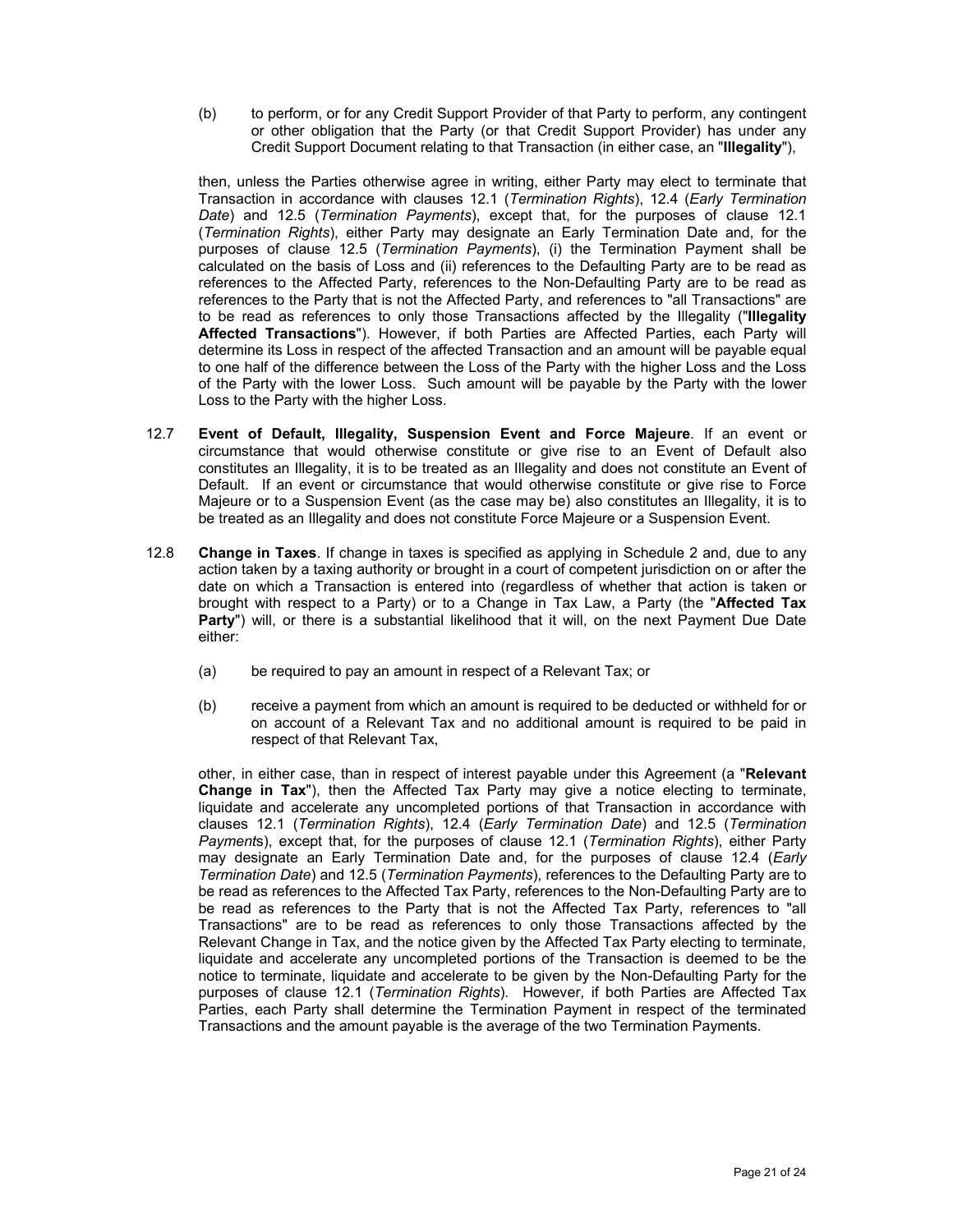(b) to perform, or for any Credit Support Provider of that Party to perform, any contingent or other obligation that the Party (or that Credit Support Provider) has under any Credit Support Document relating to that Transaction (in either case, an "**Illegality**"),

then, unless the Parties otherwise agree in writing, either Party may elect to terminate that Transaction in accordance with clauses 12.1 (*Termination Rights*), 12.4 (*Early Termination Date*) and 12.5 (*Termination Payments*), except that, for the purposes of clause 12.1 (*Termination Rights*), either Party may designate an Early Termination Date and, for the purposes of clause 12.5 (*Termination Payments*), (i) the Termination Payment shall be calculated on the basis of Loss and (ii) references to the Defaulting Party are to be read as references to the Affected Party, references to the Non-Defaulting Party are to be read as references to the Party that is not the Affected Party, and references to "all Transactions" are to be read as references to only those Transactions affected by the Illegality ("**Illegality Affected Transactions**"). However, if both Parties are Affected Parties, each Party will determine its Loss in respect of the affected Transaction and an amount will be payable equal to one half of the difference between the Loss of the Party with the higher Loss and the Loss of the Party with the lower Loss. Such amount will be payable by the Party with the lower Loss to the Party with the higher Loss.

12.7 **Event of Default, Illegality, Suspension Event and Force Majeure**. If an event or circumstance that would otherwise constitute or give rise to an Event of Default also constitutes an Illegality, it is to be treated as an Illegality and does not constitute an Event of Default. If an event or circumstance that would otherwise constitute or give rise to Force Majeure or to a Suspension Event (as the case may be) also constitutes an Illegality, it is to be treated as an Illegality and does not constitute Force Majeure or a Suspension Event.

12.8 **Change in Taxes**. If change in taxes is specified as applying in Schedule 2 and, due to any action taken by a taxing authority or brought in a court of competent jurisdiction on or after the date on which a Transaction is entered into (regardless of whether that action is taken or brought with respect to a Party) or to a Change in Tax Law, a Party (the "**Affected Tax Party**") will, or there is a substantial likelihood that it will, on the next Payment Due Date either:

(a) be required to pay an amount in respect of a Relevant Tax; or

(b) receive a payment from which an amount is required to be deducted or withheld for or on account of a Relevant Tax and no additional amount is required to be paid in respect of that Relevant Tax,

other, in either case, than in respect of interest payable under this Agreement (a "**Relevant Change in Tax**"), then the Affected Tax Party may give a notice electing to terminate, liquidate and accelerate any uncompleted portions of that Transaction in accordance with clauses 12.1 (*Termination Rights*), 12.4 (*Early Termination Date*) and 12.5 (*Termination Payments*), except that, for the purposes of clause 12.1 (*Termination Rights*), either Party may designate an Early Termination Date and, for the purposes of clause 12.4 (*Early Termination Date*) and 12.5 (*Termination Payments*), references to the Defaulting Party are to be read as references to the Affected Tax Party, references to the Non-Defaulting Party are to be read as references to the Party that is not the Affected Tax Party, references to "all Transactions" are to be read as references to only those Transactions affected by the Relevant Change in Tax, and the notice given by the Affected Tax Party electing to terminate, liquidate and accelerate any uncompleted portions of the Transaction is deemed to be the notice to terminate, liquidate and accelerate to be given by the Non-Defaulting Party for the purposes of clause 12.1 (*Termination Rights*). However, if both Parties are Affected Tax Parties, each Party shall determine the Termination Payment in respect of the terminated Transactions and the amount payable is the average of the two Termination Payments.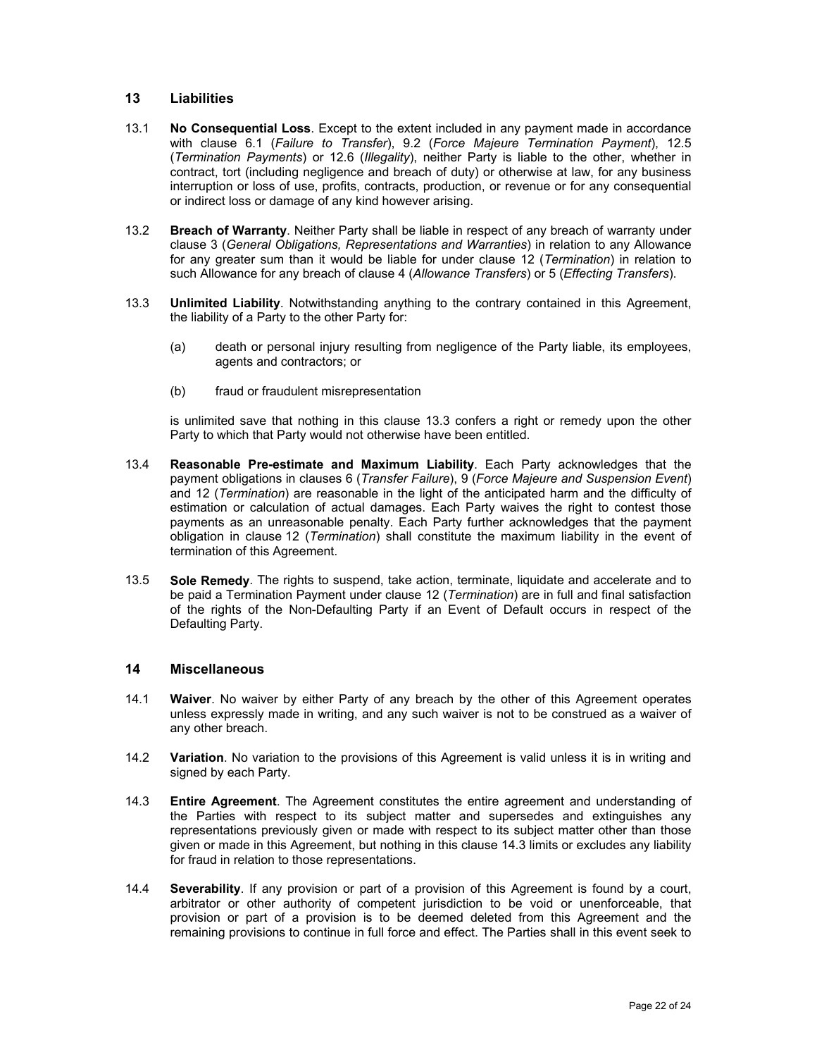## 13 Liabilities

13.1 **No Consequential Loss**. Except to the extent included in any payment made in accordance with clause 6.1 (*Failure to Transfer*), 9.2 (*Force Majeure Termination Payment*), 12.5 (*Termination Payments*) or 12.6 (*Illegality*), neither Party is liable to the other, whether in contract, tort (including negligence and breach of duty) or otherwise at law, for any business interruption or loss of use, profits, contracts, production, or revenue or for any consequential or indirect loss or damage of any kind however arising.

13.2 **Breach of Warranty**. Neither Party shall be liable in respect of any breach of warranty under clause 3 (*General Obligations, Representations and Warranties*) in relation to any Allowance for any greater sum than it would be liable for under clause 12 (*Termination*) in relation to such Allowance for any breach of clause 4 (*Allowance Transfers*) or 5 (*Effecting Transfers*).

13.3 **Unlimited Liability**. Notwithstanding anything to the contrary contained in this Agreement, the liability of a Party to the other Party for:

(a) death or personal injury resulting from negligence of the Party liable, its employees, agents and contractors; or

(b) fraud or fraudulent misrepresentation

is unlimited save that nothing in this clause 13.3 confers a right or remedy upon the other Party to which that Party would not otherwise have been entitled.

13.4 **Reasonable Pre-estimate and Maximum Liability**. Each Party acknowledges that the payment obligations in clauses 6 (*Transfer Failure*), 9 (*Force Majeure and Suspension Event*) and 12 (*Termination*) are reasonable in the light of the anticipated harm and the difficulty of estimation or calculation of actual damages. Each Party waives the right to contest those payments as an unreasonable penalty. Each Party further acknowledges that the payment obligation in clause 12 (*Termination*) shall constitute the maximum liability in the event of termination of this Agreement.

13.5 **Sole Remedy**. The rights to suspend, take action, terminate, liquidate and accelerate and to be paid a Termination Payment under clause 12 (*Termination*) are in full and final satisfaction of the rights of the Non-Defaulting Party if an Event of Default occurs in respect of the Defaulting Party.

## 14 Miscellaneous

14.1 **Waiver**. No waiver by either Party of any breach by the other of this Agreement operates unless expressly made in writing, and any such waiver is not to be construed as a waiver of any other breach.

14.2 **Variation**. No variation to the provisions of this Agreement is valid unless it is in writing and signed by each Party.

14.3 **Entire Agreement**. The Agreement constitutes the entire agreement and understanding of the Parties with respect to its subject matter and supersedes and extinguishes any representations previously given or made with respect to its subject matter other than those given or made in this Agreement, but nothing in this clause 14.3 limits or excludes any liability for fraud in relation to those representations.

14.4 **Severability**. If any provision or part of a provision of this Agreement is found by a court, arbitrator or other authority of competent jurisdiction to be void or unenforceable, that provision or part of a provision is to be deemed deleted from this Agreement and the remaining provisions to continue in full force and effect. The Parties shall in this event seek to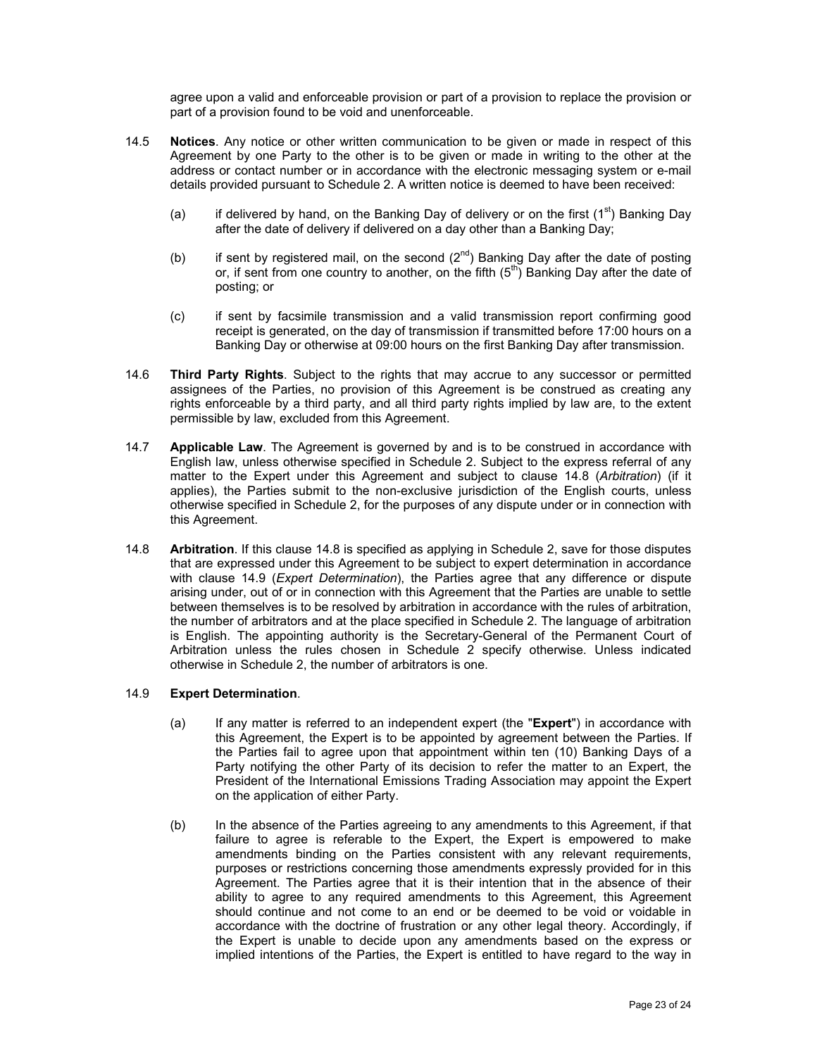agree upon a valid and enforceable provision or part of a provision to replace the provision or part of a provision found to be void and unenforceable.

14.5 **Notices**. Any notice or other written communication to be given or made in respect of this Agreement by one Party to the other is to be given or made in writing to the other at the address or contact number or in accordance with the electronic messaging system or e-mail details provided pursuant to Schedule 2. A written notice is deemed to have been received:

(a) if delivered by hand, on the Banking Day of delivery or on the first (1st) Banking Day after the date of delivery if delivered on a day other than a Banking Day;

(b) if sent by registered mail, on the second (2nd) Banking Day after the date of posting or, if sent from one country to another, on the fifth (5th) Banking Day after the date of posting; or

(c) if sent by facsimile transmission and a valid transmission report confirming good receipt is generated, on the day of transmission if transmitted before 17:00 hours on a Banking Day or otherwise at 09:00 hours on the first Banking Day after transmission.

14.6 **Third Party Rights**. Subject to the rights that may accrue to any successor or permitted assignees of the Parties, no provision of this Agreement is be construed as creating any rights enforceable by a third party, and all third party rights implied by law are, to the extent permissible by law, excluded from this Agreement.

14.7 **Applicable Law**. The Agreement is governed by and is to be construed in accordance with English law, unless otherwise specified in Schedule 2. Subject to the express referral of any matter to the Expert under this Agreement and subject to clause 14.8 (*Arbitration*) (if it applies), the Parties submit to the non-exclusive jurisdiction of the English courts, unless otherwise specified in Schedule 2, for the purposes of any dispute under or in connection with this Agreement.

14.8 **Arbitration**. If this clause 14.8 is specified as applying in Schedule 2, save for those disputes that are expressed under this Agreement to be subject to expert determination in accordance with clause 14.9 (*Expert Determination*), the Parties agree that any difference or dispute arising under, out of or in connection with this Agreement that the Parties are unable to settle between themselves is to be resolved by arbitration in accordance with the rules of arbitration, the number of arbitrators and at the place specified in Schedule 2. The language of arbitration is English. The appointing authority is the Secretary-General of the Permanent Court of Arbitration unless the rules chosen in Schedule 2 specify otherwise. Unless indicated otherwise in Schedule 2, the number of arbitrators is one.

14.9 **Expert Determination**.

(a) If any matter is referred to an independent expert (the "**Expert**") in accordance with this Agreement, the Expert is to be appointed by agreement between the Parties. If the Parties fail to agree upon that appointment within ten (10) Banking Days of a Party notifying the other Party of its decision to refer the matter to an Expert, the President of the International Emissions Trading Association may appoint the Expert on the application of either Party.

(b) In the absence of the Parties agreeing to any amendments to this Agreement, if that failure to agree is referable to the Expert, the Expert is empowered to make amendments binding on the Parties consistent with any relevant requirements, purposes or restrictions concerning those amendments expressly provided for in this Agreement. The Parties agree that it is their intention that in the absence of their ability to agree to any required amendments to this Agreement, this Agreement should continue and not come to an end or be deemed to be void or voidable in accordance with the doctrine of frustration or any other legal theory. Accordingly, if the Expert is unable to decide upon any amendments based on the express or implied intentions of the Parties, the Expert is entitled to have regard to the way in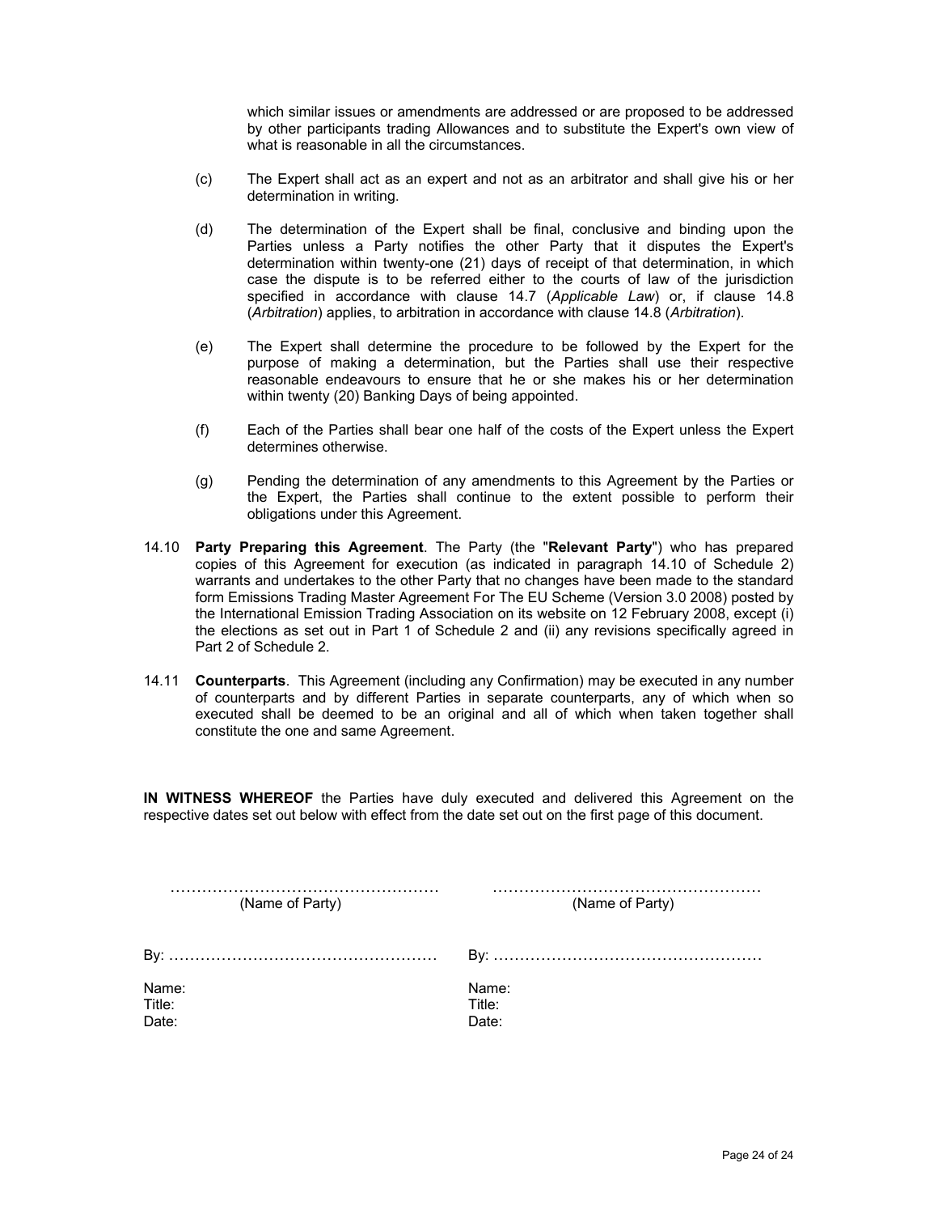which similar issues or amendments are addressed or are proposed to be addressed by other participants trading Allowances and to substitute the Expert's own view of what is reasonable in all the circumstances.

(c) The Expert shall act as an expert and not as an arbitrator and shall give his or her determination in writing.

(d) The determination of the Expert shall be final, conclusive and binding upon the Parties unless a Party notifies the other Party that it disputes the Expert's determination within twenty-one (21) days of receipt of that determination, in which case the dispute is to be referred either to the courts of law of the jurisdiction specified in accordance with clause 14.7 (*Applicable Law*) or, if clause 14.8 (*Arbitration*) applies, to arbitration in accordance with clause 14.8 (*Arbitration*).

(e) The Expert shall determine the procedure to be followed by the Expert for the purpose of making a determination, but the Parties shall use their respective reasonable endeavours to ensure that he or she makes his or her determination within twenty (20) Banking Days of being appointed.

(f) Each of the Parties shall bear one half of the costs of the Expert unless the Expert determines otherwise.

(g) Pending the determination of any amendments to this Agreement by the Parties or the Expert, the Parties shall continue to the extent possible to perform their obligations under this Agreement.

14.10 **Party Preparing this Agreement**. The Party (the "**Relevant Party**") who has prepared copies of this Agreement for execution (as indicated in paragraph 14.10 of Schedule 2) warrants and undertakes to the other Party that no changes have been made to the standard form Emissions Trading Master Agreement For The EU Scheme (Version 3.0 2008) posted by the International Emission Trading Association on its website on 12 February 2008, except (i) the elections as set out in Part 1 of Schedule 2 and (ii) any revisions specifically agreed in Part 2 of Schedule 2.

14.11 **Counterparts**. This Agreement (including any Confirmation) may be executed in any number of counterparts and by different Parties in separate counterparts, any of which when so executed shall be deemed to be an original and all of which when taken together shall constitute the one and same Agreement.

**IN WITNESS WHEREOF** the Parties have duly executed and delivered this Agreement on the respective dates set out below with effect from the date set out on the first page of this document.

| ……………………………………………<br>(Name of Party) | ……………………………………………<br>(Name of Party) |
|---|---|
| By: …………………………………………… | By: …………………………………………… |
| Name:<br>Title:<br>Date: | Name:<br>Title:<br>Date: |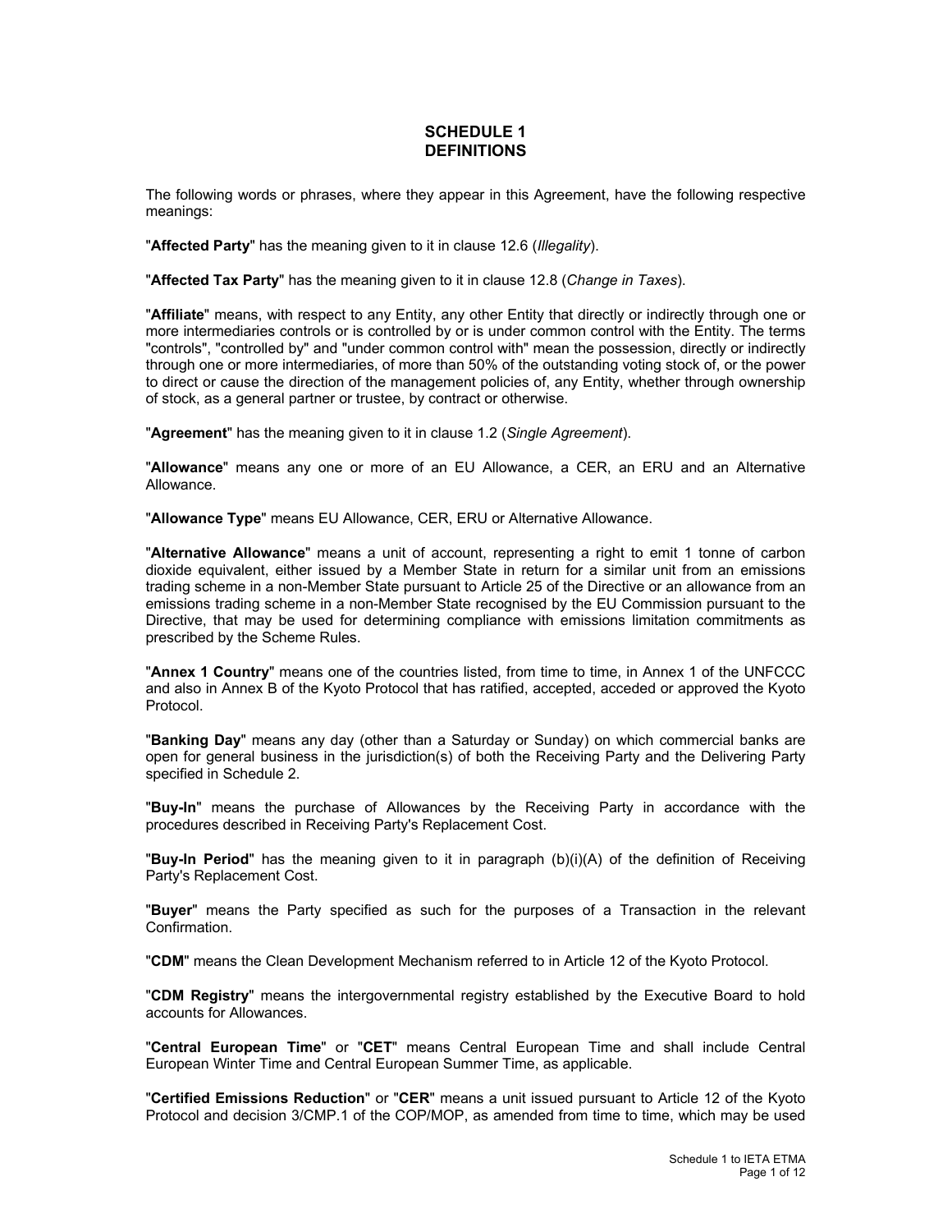# SCHEDULE 1
# DEFINITIONS

The following words or phrases, where they appear in this Agreement, have the following respective meanings:

"**Affected Party**" has the meaning given to it in clause 12.6 (*Illegality*).

"**Affected Tax Party**" has the meaning given to it in clause 12.8 (*Change in Taxes*).

"**Affiliate**" means, with respect to any Entity, any other Entity that directly or indirectly through one or more intermediaries controls or is controlled by or is under common control with the Entity. The terms "controls", "controlled by" and "under common control with" mean the possession, directly or indirectly through one or more intermediaries, of more than 50% of the outstanding voting stock of, or the power to direct or cause the direction of the management policies of, any Entity, whether through ownership of stock, as a general partner or trustee, by contract or otherwise.

"**Agreement**" has the meaning given to it in clause 1.2 (*Single Agreement*).

"**Allowance**" means any one or more of an EU Allowance, a CER, an ERU and an Alternative Allowance.

"**Allowance Type**" means EU Allowance, CER, ERU or Alternative Allowance.

"**Alternative Allowance**" means a unit of account, representing a right to emit 1 tonne of carbon dioxide equivalent, either issued by a Member State in return for a similar unit from an emissions trading scheme in a non-Member State pursuant to Article 25 of the Directive or an allowance from an emissions trading scheme in a non-Member State recognised by the EU Commission pursuant to the Directive, that may be used for determining compliance with emissions limitation commitments as prescribed by the Scheme Rules.

"**Annex 1 Country**" means one of the countries listed, from time to time, in Annex 1 of the UNFCCC and also in Annex B of the Kyoto Protocol that has ratified, accepted, acceded or approved the Kyoto Protocol.

"**Banking Day**" means any day (other than a Saturday or Sunday) on which commercial banks are open for general business in the jurisdiction(s) of both the Receiving Party and the Delivering Party specified in Schedule 2.

"**Buy-In**" means the purchase of Allowances by the Receiving Party in accordance with the procedures described in Receiving Party's Replacement Cost.

"**Buy-In Period**" has the meaning given to it in paragraph (b)(i)(A) of the definition of Receiving Party's Replacement Cost.

"**Buyer**" means the Party specified as such for the purposes of a Transaction in the relevant Confirmation.

"**CDM**" means the Clean Development Mechanism referred to in Article 12 of the Kyoto Protocol.

"**CDM Registry**" means the intergovernmental registry established by the Executive Board to hold accounts for Allowances.

"**Central European Time**" or "**CET**" means Central European Time and shall include Central European Winter Time and Central European Summer Time, as applicable.

"**Certified Emissions Reduction**" or "**CER**" means a unit issued pursuant to Article 12 of the Kyoto Protocol and decision 3/CMP.1 of the COP/MOP, as amended from time to time, which may be used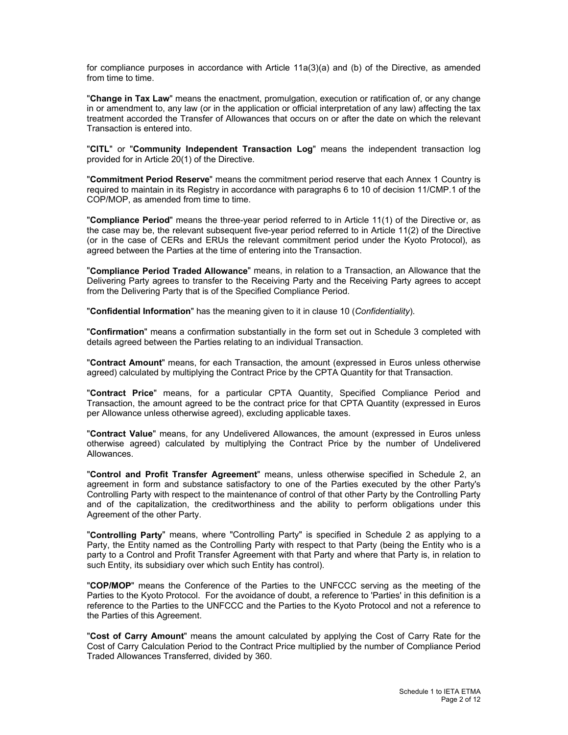for compliance purposes in accordance with Article 11a(3)(a) and (b) of the Directive, as amended from time to time.

"**Change in Tax Law**" means the enactment, promulgation, execution or ratification of, or any change in or amendment to, any law (or in the application or official interpretation of any law) affecting the tax treatment accorded the Transfer of Allowances that occurs on or after the date on which the relevant Transaction is entered into.

"**CITL**" or "**Community Independent Transaction Log**" means the independent transaction log provided for in Article 20(1) of the Directive.

"**Commitment Period Reserve**" means the commitment period reserve that each Annex 1 Country is required to maintain in its Registry in accordance with paragraphs 6 to 10 of decision 11/CMP.1 of the COP/MOP, as amended from time to time.

"**Compliance Period**" means the three-year period referred to in Article 11(1) of the Directive or, as the case may be, the relevant subsequent five-year period referred to in Article 11(2) of the Directive (or in the case of CERs and ERUs the relevant commitment period under the Kyoto Protocol), as agreed between the Parties at the time of entering into the Transaction.

"**Compliance Period Traded Allowance**" means, in relation to a Transaction, an Allowance that the Delivering Party agrees to transfer to the Receiving Party and the Receiving Party agrees to accept from the Delivering Party that is of the Specified Compliance Period.

"**Confidential Information**" has the meaning given to it in clause 10 (*Confidentiality*).

"**Confirmation**" means a confirmation substantially in the form set out in Schedule 3 completed with details agreed between the Parties relating to an individual Transaction.

"**Contract Amount**" means, for each Transaction, the amount (expressed in Euros unless otherwise agreed) calculated by multiplying the Contract Price by the CPTA Quantity for that Transaction.

"**Contract Price**" means, for a particular CPTA Quantity, Specified Compliance Period and Transaction, the amount agreed to be the contract price for that CPTA Quantity (expressed in Euros per Allowance unless otherwise agreed), excluding applicable taxes.

"**Contract Value**" means, for any Undelivered Allowances, the amount (expressed in Euros unless otherwise agreed) calculated by multiplying the Contract Price by the number of Undelivered Allowances.

"**Control and Profit Transfer Agreement**" means, unless otherwise specified in Schedule 2, an agreement in form and substance satisfactory to one of the Parties executed by the other Party's Controlling Party with respect to the maintenance of control of that other Party by the Controlling Party and of the capitalization, the creditworthiness and the ability to perform obligations under this Agreement of the other Party.

"**Controlling Party**" means, where "Controlling Party" is specified in Schedule 2 as applying to a Party, the Entity named as the Controlling Party with respect to that Party (being the Entity who is a party to a Control and Profit Transfer Agreement with that Party and where that Party is, in relation to such Entity, its subsidiary over which such Entity has control).

"**COP/MOP**" means the Conference of the Parties to the UNFCCC serving as the meeting of the Parties to the Kyoto Protocol. For the avoidance of doubt, a reference to 'Parties' in this definition is a reference to the Parties to the UNFCCC and the Parties to the Kyoto Protocol and not a reference to the Parties of this Agreement.

"**Cost of Carry Amount**" means the amount calculated by applying the Cost of Carry Rate for the Cost of Carry Calculation Period to the Contract Price multiplied by the number of Compliance Period Traded Allowances Transferred, divided by 360.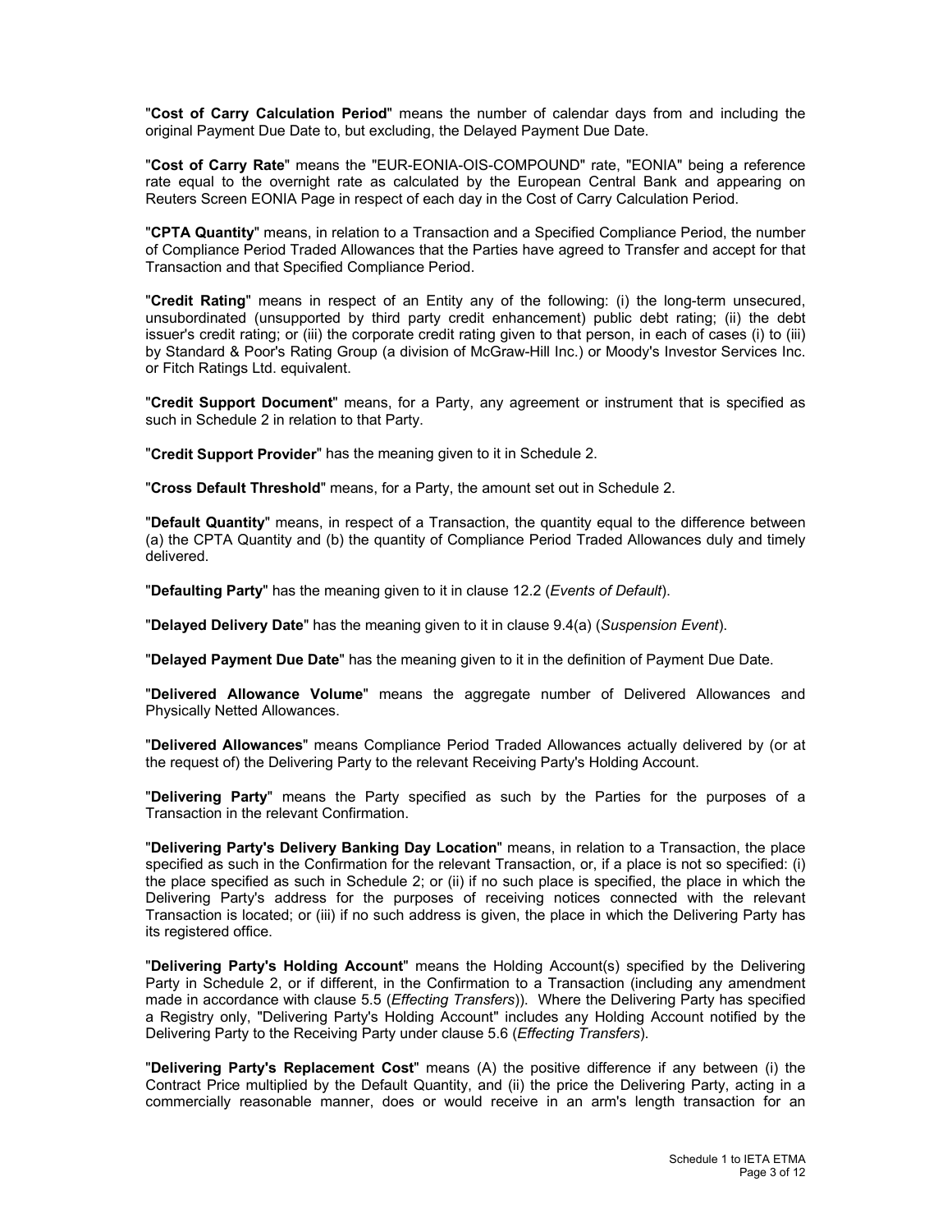"**Cost of Carry Calculation Period**" means the number of calendar days from and including the original Payment Due Date to, but excluding, the Delayed Payment Due Date.

"**Cost of Carry Rate**" means the "EUR-EONIA-OIS-COMPOUND" rate, "EONIA" being a reference rate equal to the overnight rate as calculated by the European Central Bank and appearing on Reuters Screen EONIA Page in respect of each day in the Cost of Carry Calculation Period.

"**CPTA Quantity**" means, in relation to a Transaction and a Specified Compliance Period, the number of Compliance Period Traded Allowances that the Parties have agreed to Transfer and accept for that Transaction and that Specified Compliance Period.

"**Credit Rating**" means in respect of an Entity any of the following: (i) the long-term unsecured, unsubordinated (unsupported by third party credit enhancement) public debt rating; (ii) the debt issuer's credit rating; or (iii) the corporate credit rating given to that person, in each of cases (i) to (iii) by Standard & Poor's Rating Group (a division of McGraw-Hill Inc.) or Moody's Investor Services Inc. or Fitch Ratings Ltd. equivalent.

"**Credit Support Document**" means, for a Party, any agreement or instrument that is specified as such in Schedule 2 in relation to that Party.

"**Credit Support Provider**" has the meaning given to it in Schedule 2.

"**Cross Default Threshold**" means, for a Party, the amount set out in Schedule 2.

"**Default Quantity**" means, in respect of a Transaction, the quantity equal to the difference between (a) the CPTA Quantity and (b) the quantity of Compliance Period Traded Allowances duly and timely delivered.

"**Defaulting Party**" has the meaning given to it in clause 12.2 (*Events of Default*).

"**Delayed Delivery Date**" has the meaning given to it in clause 9.4(a) (*Suspension Event*).

"**Delayed Payment Due Date**" has the meaning given to it in the definition of Payment Due Date.

"**Delivered Allowance Volume**" means the aggregate number of Delivered Allowances and Physically Netted Allowances.

"**Delivered Allowances**" means Compliance Period Traded Allowances actually delivered by (or at the request of) the Delivering Party to the relevant Receiving Party's Holding Account.

"**Delivering Party**" means the Party specified as such by the Parties for the purposes of a Transaction in the relevant Confirmation.

"**Delivering Party's Delivery Banking Day Location**" means, in relation to a Transaction, the place specified as such in the Confirmation for the relevant Transaction, or, if a place is not so specified: (i) the place specified as such in Schedule 2; or (ii) if no such place is specified, the place in which the Delivering Party's address for the purposes of receiving notices connected with the relevant Transaction is located; or (iii) if no such address is given, the place in which the Delivering Party has its registered office.

"**Delivering Party's Holding Account**" means the Holding Account(s) specified by the Delivering Party in Schedule 2, or if different, in the Confirmation to a Transaction (including any amendment made in accordance with clause 5.5 (*Effecting Transfers*)). Where the Delivering Party has specified a Registry only, "Delivering Party's Holding Account" includes any Holding Account notified by the Delivering Party to the Receiving Party under clause 5.6 (*Effecting Transfers*).

"**Delivering Party's Replacement Cost**" means (A) the positive difference if any between (i) the Contract Price multiplied by the Default Quantity, and (ii) the price the Delivering Party, acting in a commercially reasonable manner, does or would receive in an arm's length transaction for an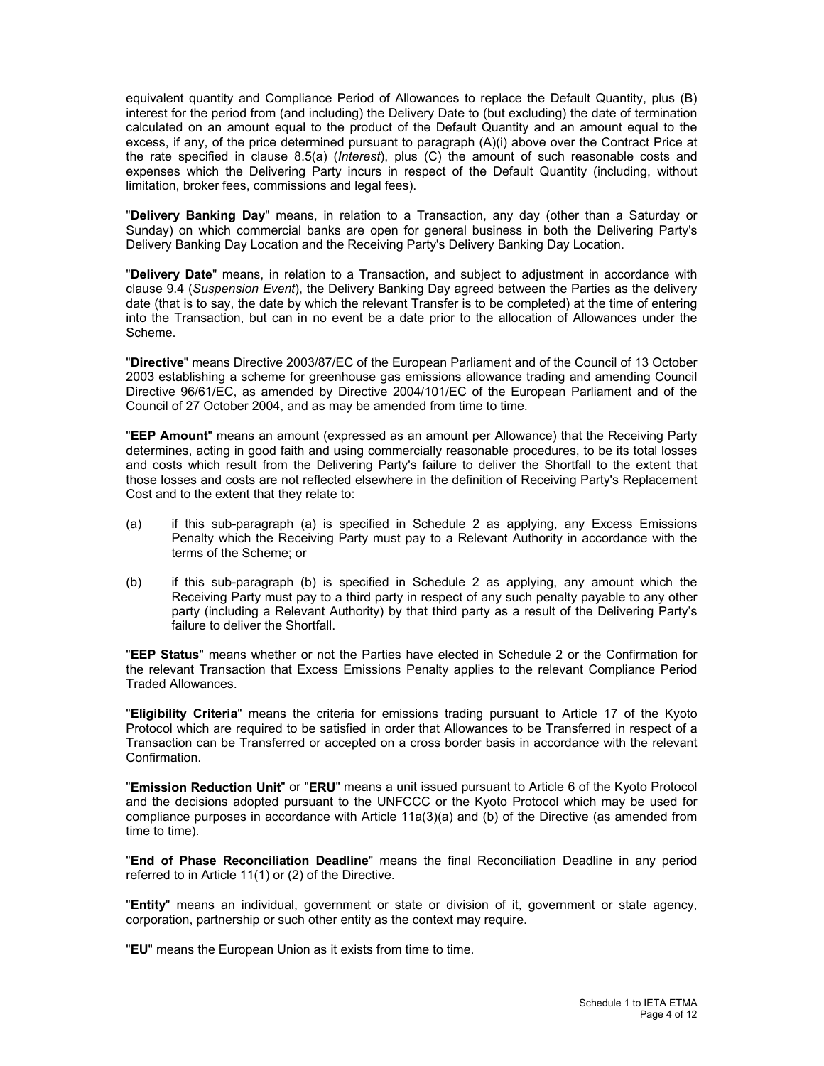equivalent quantity and Compliance Period of Allowances to replace the Default Quantity, plus (B) interest for the period from (and including) the Delivery Date to (but excluding) the date of termination calculated on an amount equal to the product of the Default Quantity and an amount equal to the excess, if any, of the price determined pursuant to paragraph (A)(i) above over the Contract Price at the rate specified in clause 8.5(a) (*Interest*), plus (C) the amount of such reasonable costs and expenses which the Delivering Party incurs in respect of the Default Quantity (including, without limitation, broker fees, commissions and legal fees).

"**Delivery Banking Day**" means, in relation to a Transaction, any day (other than a Saturday or Sunday) on which commercial banks are open for general business in both the Delivering Party's Delivery Banking Day Location and the Receiving Party's Delivery Banking Day Location.

"**Delivery Date**" means, in relation to a Transaction, and subject to adjustment in accordance with clause 9.4 (*Suspension Event*), the Delivery Banking Day agreed between the Parties as the delivery date (that is to say, the date by which the relevant Transfer is to be completed) at the time of entering into the Transaction, but can in no event be a date prior to the allocation of Allowances under the Scheme.

"**Directive**" means Directive 2003/87/EC of the European Parliament and of the Council of 13 October 2003 establishing a scheme for greenhouse gas emissions allowance trading and amending Council Directive 96/61/EC, as amended by Directive 2004/101/EC of the European Parliament and of the Council of 27 October 2004, and as may be amended from time to time.

"**EEP Amount**" means an amount (expressed as an amount per Allowance) that the Receiving Party determines, acting in good faith and using commercially reasonable procedures, to be its total losses and costs which result from the Delivering Party's failure to deliver the Shortfall to the extent that those losses and costs are not reflected elsewhere in the definition of Receiving Party's Replacement Cost and to the extent that they relate to:

(a) if this sub-paragraph (a) is specified in Schedule 2 as applying, any Excess Emissions Penalty which the Receiving Party must pay to a Relevant Authority in accordance with the terms of the Scheme; or

(b) if this sub-paragraph (b) is specified in Schedule 2 as applying, any amount which the Receiving Party must pay to a third party in respect of any such penalty payable to any other party (including a Relevant Authority) by that third party as a result of the Delivering Party's failure to deliver the Shortfall.

"**EEP Status**" means whether or not the Parties have elected in Schedule 2 or the Confirmation for the relevant Transaction that Excess Emissions Penalty applies to the relevant Compliance Period Traded Allowances.

"**Eligibility Criteria**" means the criteria for emissions trading pursuant to Article 17 of the Kyoto Protocol which are required to be satisfied in order that Allowances to be Transferred in respect of a Transaction can be Transferred or accepted on a cross border basis in accordance with the relevant Confirmation.

"**Emission Reduction Unit**" or "**ERU**" means a unit issued pursuant to Article 6 of the Kyoto Protocol and the decisions adopted pursuant to the UNFCCC or the Kyoto Protocol which may be used for compliance purposes in accordance with Article 11a(3)(a) and (b) of the Directive (as amended from time to time).

"**End of Phase Reconciliation Deadline**" means the final Reconciliation Deadline in any period referred to in Article 11(1) or (2) of the Directive.

"**Entity**" means an individual, government or state or division of it, government or state agency, corporation, partnership or such other entity as the context may require.

"**EU**" means the European Union as it exists from time to time.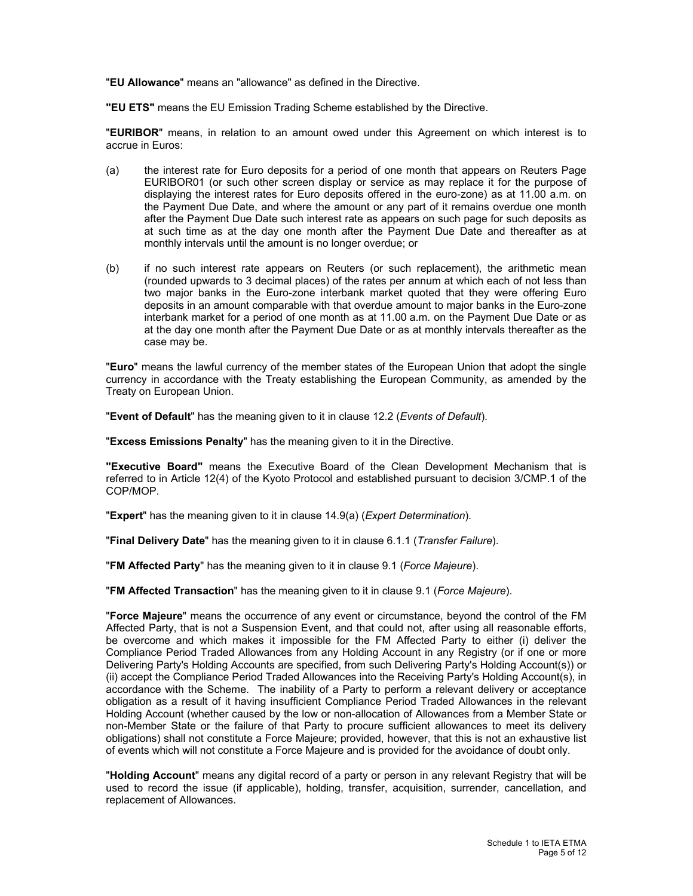"**EU Allowance**" means an "allowance" as defined in the Directive.

**"EU ETS"** means the EU Emission Trading Scheme established by the Directive.

"**EURIBOR**" means, in relation to an amount owed under this Agreement on which interest is to accrue in Euros:

(a) the interest rate for Euro deposits for a period of one month that appears on Reuters Page EURIBOR01 (or such other screen display or service as may replace it for the purpose of displaying the interest rates for Euro deposits offered in the euro-zone) as at 11.00 a.m. on the Payment Due Date, and where the amount or any part of it remains overdue one month after the Payment Due Date such interest rate as appears on such page for such deposits as at such time as at the day one month after the Payment Due Date and thereafter as at monthly intervals until the amount is no longer overdue; or

(b) if no such interest rate appears on Reuters (or such replacement), the arithmetic mean (rounded upwards to 3 decimal places) of the rates per annum at which each of not less than two major banks in the Euro-zone interbank market quoted that they were offering Euro deposits in an amount comparable with that overdue amount to major banks in the Euro-zone interbank market for a period of one month as at 11.00 a.m. on the Payment Due Date or as at the day one month after the Payment Due Date or as at monthly intervals thereafter as the case may be.

"**Euro**" means the lawful currency of the member states of the European Union that adopt the single currency in accordance with the Treaty establishing the European Community, as amended by the Treaty on European Union.

"**Event of Default**" has the meaning given to it in clause 12.2 (*Events of Default*).

"**Excess Emissions Penalty**" has the meaning given to it in the Directive.

**"Executive Board"** means the Executive Board of the Clean Development Mechanism that is referred to in Article 12(4) of the Kyoto Protocol and established pursuant to decision 3/CMP.1 of the COP/MOP.

"**Expert**" has the meaning given to it in clause 14.9(a) (*Expert Determination*).

"**Final Delivery Date**" has the meaning given to it in clause 6.1.1 (*Transfer Failure*).

"**FM Affected Party**" has the meaning given to it in clause 9.1 (*Force Majeure*).

"**FM Affected Transaction**" has the meaning given to it in clause 9.1 (*Force Majeure*).

"**Force Majeure**" means the occurrence of any event or circumstance, beyond the control of the FM Affected Party, that is not a Suspension Event, and that could not, after using all reasonable efforts, be overcome and which makes it impossible for the FM Affected Party to either (i) deliver the Compliance Period Traded Allowances from any Holding Account in any Registry (or if one or more Delivering Party's Holding Accounts are specified, from such Delivering Party's Holding Account(s)) or (ii) accept the Compliance Period Traded Allowances into the Receiving Party's Holding Account(s), in accordance with the Scheme. The inability of a Party to perform a relevant delivery or acceptance obligation as a result of it having insufficient Compliance Period Traded Allowances in the relevant Holding Account (whether caused by the low or non-allocation of Allowances from a Member State or non-Member State or the failure of that Party to procure sufficient allowances to meet its delivery obligations) shall not constitute a Force Majeure; provided, however, that this is not an exhaustive list of events which will not constitute a Force Majeure and is provided for the avoidance of doubt only.

"**Holding Account**" means any digital record of a party or person in any relevant Registry that will be used to record the issue (if applicable), holding, transfer, acquisition, surrender, cancellation, and replacement of Allowances.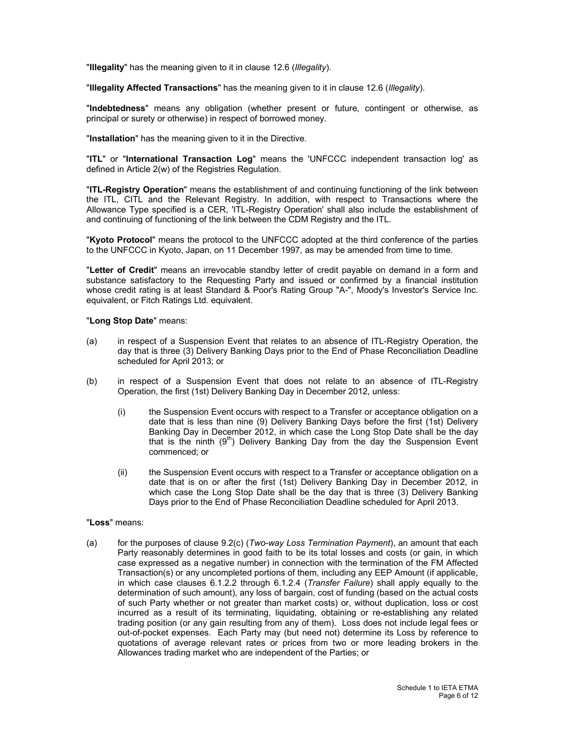"**Illegality**" has the meaning given to it in clause 12.6 (*Illegality*).

"**Illegality Affected Transactions**" has the meaning given to it in clause 12.6 (*Illegality*).

"**Indebtedness**" means any obligation (whether present or future, contingent or otherwise, as principal or surety or otherwise) in respect of borrowed money.

"**Installation**" has the meaning given to it in the Directive.

"**ITL**" or "**International Transaction Log**" means the 'UNFCCC independent transaction log' as defined in Article 2(w) of the Registries Regulation.

"**ITL-Registry Operation**" means the establishment of and continuing functioning of the link between the ITL, CITL and the Relevant Registry. In addition, with respect to Transactions where the Allowance Type specified is a CER, 'ITL-Registry Operation' shall also include the establishment of and continuing of functioning of the link between the CDM Registry and the ITL.

"**Kyoto Protocol**" means the protocol to the UNFCCC adopted at the third conference of the parties to the UNFCCC in Kyoto, Japan, on 11 December 1997, as may be amended from time to time.

"**Letter of Credit**" means an irrevocable standby letter of credit payable on demand in a form and substance satisfactory to the Requesting Party and issued or confirmed by a financial institution whose credit rating is at least Standard & Poor's Rating Group "A-", Moody's Investor's Service Inc. equivalent, or Fitch Ratings Ltd. equivalent.

"**Long Stop Date**" means:

(a) in respect of a Suspension Event that relates to an absence of ITL-Registry Operation, the day that is three (3) Delivery Banking Days prior to the End of Phase Reconciliation Deadline scheduled for April 2013; or

(b) in respect of a Suspension Event that does not relate to an absence of ITL-Registry Operation, the first (1st) Delivery Banking Day in December 2012, unless:

   (i) the Suspension Event occurs with respect to a Transfer or acceptance obligation on a date that is less than nine (9) Delivery Banking Days before the first (1st) Delivery Banking Day in December 2012, in which case the Long Stop Date shall be the day that is the ninth (9th) Delivery Banking Day from the day the Suspension Event commenced; or

   (ii) the Suspension Event occurs with respect to a Transfer or acceptance obligation on a date that is on or after the first (1st) Delivery Banking Day in December 2012, in which case the Long Stop Date shall be the day that is three (3) Delivery Banking Days prior to the End of Phase Reconciliation Deadline scheduled for April 2013.

"**Loss**" means:

(a) for the purposes of clause 9.2(c) (*Two-way Loss Termination Payment*), an amount that each Party reasonably determines in good faith to be its total losses and costs (or gain, in which case expressed as a negative number) in connection with the termination of the FM Affected Transaction(s) or any uncompleted portions of them, including any EEP Amount (if applicable, in which case clauses 6.1.2.2 through 6.1.2.4 (*Transfer Failure*) shall apply equally to the determination of such amount), any loss of bargain, cost of funding (based on the actual costs of such Party whether or not greater than market costs) or, without duplication, loss or cost incurred as a result of its terminating, liquidating, obtaining or re-establishing any related trading position (or any gain resulting from any of them). Loss does not include legal fees or out-of-pocket expenses. Each Party may (but need not) determine its Loss by reference to quotations of average relevant rates or prices from two or more leading brokers in the Allowances trading market who are independent of the Parties; or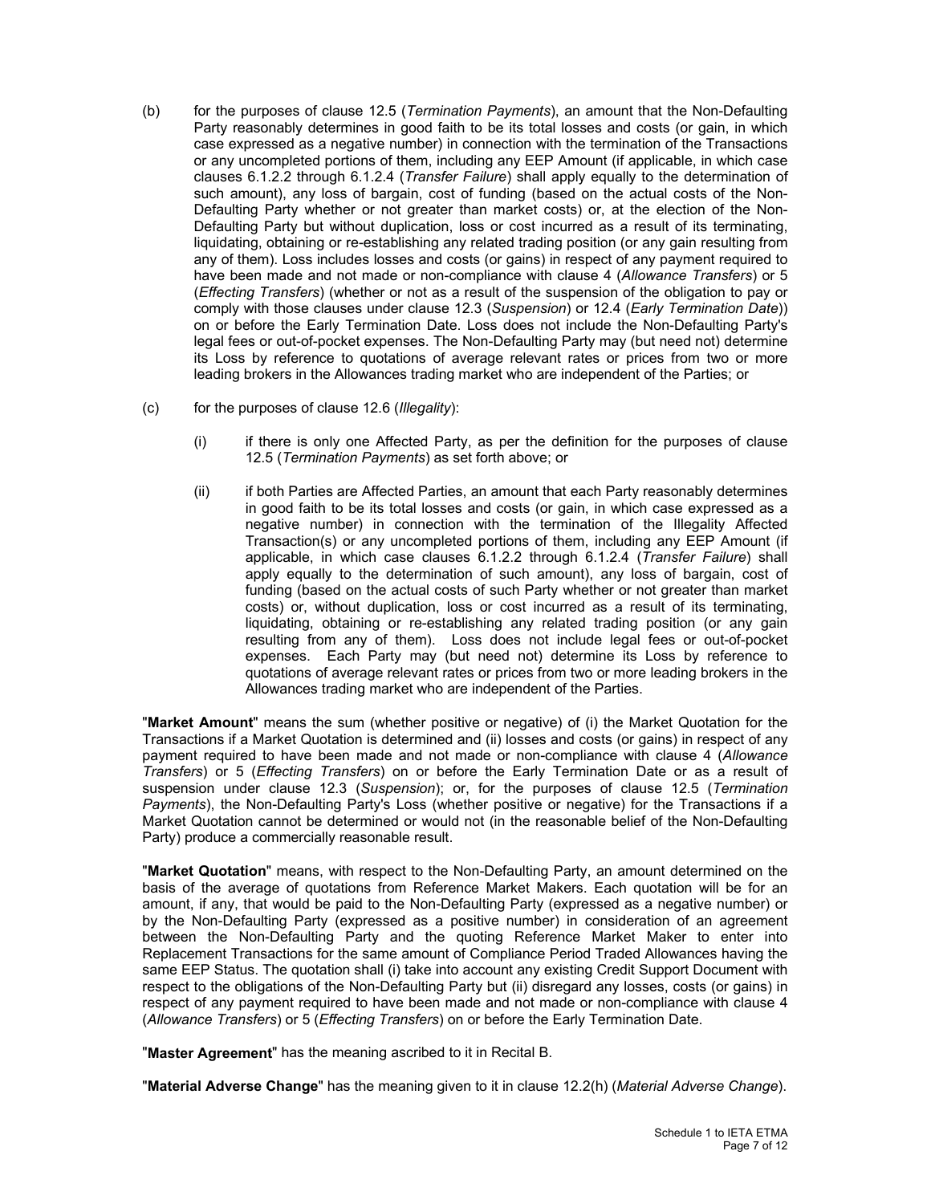(b) for the purposes of clause 12.5 (*Termination Payments*), an amount that the Non-Defaulting Party reasonably determines in good faith to be its total losses and costs (or gain, in which case expressed as a negative number) in connection with the termination of the Transactions or any uncompleted portions of them, including any EEP Amount (if applicable, in which case clauses 6.1.2.2 through 6.1.2.4 (*Transfer Failure*) shall apply equally to the determination of such amount), any loss of bargain, cost of funding (based on the actual costs of the Non-Defaulting Party whether or not greater than market costs) or, at the election of the Non-Defaulting Party but without duplication, loss or cost incurred as a result of its terminating, liquidating, obtaining or re-establishing any related trading position (or any gain resulting from any of them). Loss includes losses and costs (or gains) in respect of any payment required to have been made and not made or non-compliance with clause 4 (*Allowance Transfers*) or 5 (*Effecting Transfers*) (whether or not as a result of the suspension of the obligation to pay or comply with those clauses under clause 12.3 (*Suspension*) or 12.4 (*Early Termination Date*)) on or before the Early Termination Date. Loss does not include the Non-Defaulting Party's legal fees or out-of-pocket expenses. The Non-Defaulting Party may (but need not) determine its Loss by reference to quotations of average relevant rates or prices from two or more leading brokers in the Allowances trading market who are independent of the Parties; or

(c) for the purposes of clause 12.6 (*Illegality*):

(i) if there is only one Affected Party, as per the definition for the purposes of clause 12.5 (*Termination Payments*) as set forth above; or

(ii) if both Parties are Affected Parties, an amount that each Party reasonably determines in good faith to be its total losses and costs (or gain, in which case expressed as a negative number) in connection with the termination of the Illegality Affected Transaction(s) or any uncompleted portions of them, including any EEP Amount (if applicable, in which case clauses 6.1.2.2 through 6.1.2.4 (*Transfer Failure*) shall apply equally to the determination of such amount), any loss of bargain, cost of funding (based on the actual costs of such Party whether or not greater than market costs) or, without duplication, loss or cost incurred as a result of its terminating, liquidating, obtaining or re-establishing any related trading position (or any gain resulting from any of them). Loss does not include legal fees or out-of-pocket expenses. Each Party may (but need not) determine its Loss by reference to quotations of average relevant rates or prices from two or more leading brokers in the Allowances trading market who are independent of the Parties.

"**Market Amount**" means the sum (whether positive or negative) of (i) the Market Quotation for the Transactions if a Market Quotation is determined and (ii) losses and costs (or gains) in respect of any payment required to have been made and not made or non-compliance with clause 4 (*Allowance Transfers*) or 5 (*Effecting Transfers*) on or before the Early Termination Date or as a result of suspension under clause 12.3 (*Suspension*); or, for the purposes of clause 12.5 (*Termination Payments*), the Non-Defaulting Party's Loss (whether positive or negative) for the Transactions if a Market Quotation cannot be determined or would not (in the reasonable belief of the Non-Defaulting Party) produce a commercially reasonable result.

"**Market Quotation**" means, with respect to the Non-Defaulting Party, an amount determined on the basis of the average of quotations from Reference Market Makers. Each quotation will be for an amount, if any, that would be paid to the Non-Defaulting Party (expressed as a negative number) or by the Non-Defaulting Party (expressed as a positive number) in consideration of an agreement between the Non-Defaulting Party and the quoting Reference Market Maker to enter into Replacement Transactions for the same amount of Compliance Period Traded Allowances having the same EEP Status. The quotation shall (i) take into account any existing Credit Support Document with respect to the obligations of the Non-Defaulting Party but (ii) disregard any losses, costs (or gains) in respect of any payment required to have been made and not made or non-compliance with clause 4 (*Allowance Transfers*) or 5 (*Effecting Transfers*) on or before the Early Termination Date.

"**Master Agreement**" has the meaning ascribed to it in Recital B.

"**Material Adverse Change**" has the meaning given to it in clause 12.2(h) (*Material Adverse Change*).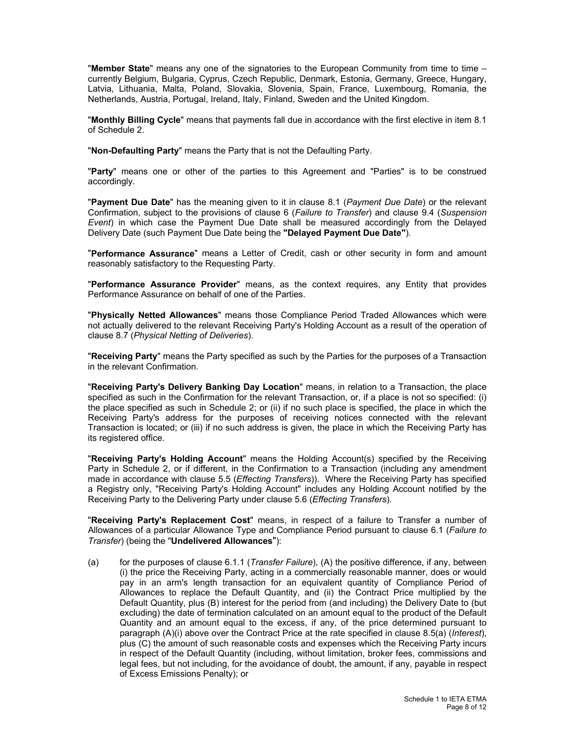"**Member State**" means any one of the signatories to the European Community from time to time – currently Belgium, Bulgaria, Cyprus, Czech Republic, Denmark, Estonia, Germany, Greece, Hungary, Latvia, Lithuania, Malta, Poland, Slovakia, Slovenia, Spain, France, Luxembourg, Romania, the Netherlands, Austria, Portugal, Ireland, Italy, Finland, Sweden and the United Kingdom.

"**Monthly Billing Cycle**" means that payments fall due in accordance with the first elective in item 8.1 of Schedule 2.

"**Non-Defaulting Party**" means the Party that is not the Defaulting Party.

"**Party**" means one or other of the parties to this Agreement and "Parties" is to be construed accordingly.

"**Payment Due Date**" has the meaning given to it in clause 8.1 (*Payment Due Date*) or the relevant Confirmation, subject to the provisions of clause 6 (*Failure to Transfer*) and clause 9.4 (*Suspension Event*) in which case the Payment Due Date shall be measured accordingly from the Delayed Delivery Date (such Payment Due Date being the **"Delayed Payment Due Date"**).

"**Performance Assurance**" means a Letter of Credit, cash or other security in form and amount reasonably satisfactory to the Requesting Party.

"**Performance Assurance Provider**" means, as the context requires, any Entity that provides Performance Assurance on behalf of one of the Parties.

"**Physically Netted Allowances**" means those Compliance Period Traded Allowances which were not actually delivered to the relevant Receiving Party's Holding Account as a result of the operation of clause 8.7 (*Physical Netting of Deliveries*).

"**Receiving Party**" means the Party specified as such by the Parties for the purposes of a Transaction in the relevant Confirmation.

"**Receiving Party's Delivery Banking Day Location**" means, in relation to a Transaction, the place specified as such in the Confirmation for the relevant Transaction, or, if a place is not so specified: (i) the place specified as such in Schedule 2; or (ii) if no such place is specified, the place in which the Receiving Party's address for the purposes of receiving notices connected with the relevant Transaction is located; or (iii) if no such address is given, the place in which the Receiving Party has its registered office.

"**Receiving Party's Holding Account**" means the Holding Account(s) specified by the Receiving Party in Schedule 2, or if different, in the Confirmation to a Transaction (including any amendment made in accordance with clause 5.5 (*Effecting Transfers*)). Where the Receiving Party has specified a Registry only, "Receiving Party's Holding Account" includes any Holding Account notified by the Receiving Party to the Delivering Party under clause 5.6 (*Effecting Transfers*).

"**Receiving Party's Replacement Cost**" means, in respect of a failure to Transfer a number of Allowances of a particular Allowance Type and Compliance Period pursuant to clause 6.1 (*Failure to Transfer*) (being the "**Undelivered Allowances**"):

(a) for the purposes of clause 6.1.1 (*Transfer Failure*), (A) the positive difference, if any, between (i) the price the Receiving Party, acting in a commercially reasonable manner, does or would pay in an arm's length transaction for an equivalent quantity of Compliance Period of Allowances to replace the Default Quantity, and (ii) the Contract Price multiplied by the Default Quantity, plus (B) interest for the period from (and including) the Delivery Date to (but excluding) the date of termination calculated on an amount equal to the product of the Default Quantity and an amount equal to the excess, if any, of the price determined pursuant to paragraph (A)(i) above over the Contract Price at the rate specified in clause 8.5(a) (*Interest*), plus (C) the amount of such reasonable costs and expenses which the Receiving Party incurs in respect of the Default Quantity (including, without limitation, broker fees, commissions and legal fees, but not including, for the avoidance of doubt, the amount, if any, payable in respect of Excess Emissions Penalty); or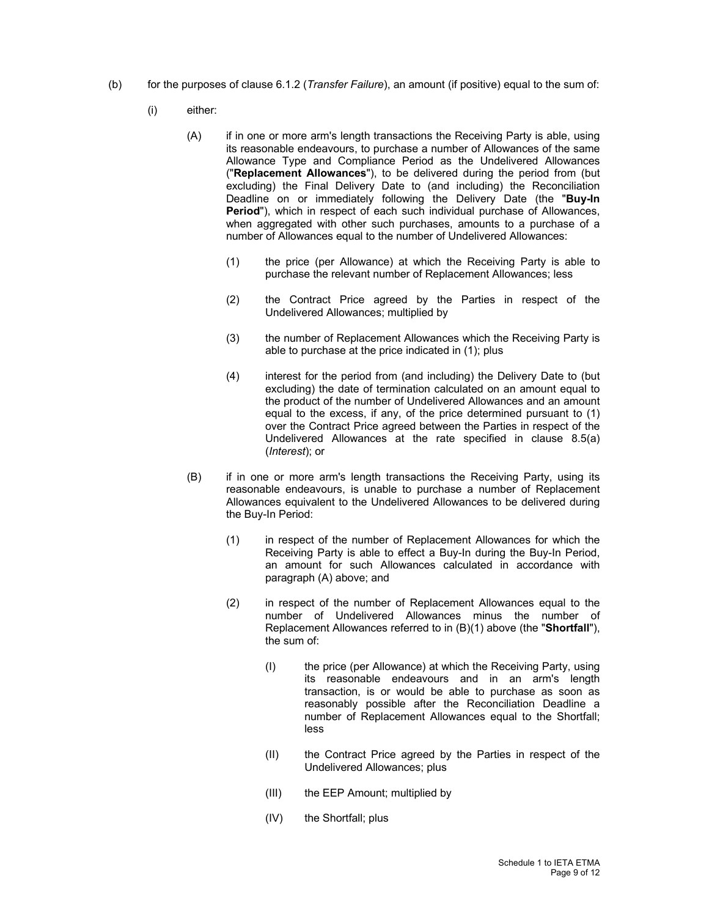(b) for the purposes of clause 6.1.2 (*Transfer Failure*), an amount (if positive) equal to the sum of:

(i) either:

(A) if in one or more arm's length transactions the Receiving Party is able, using its reasonable endeavours, to purchase a number of Allowances of the same Allowance Type and Compliance Period as the Undelivered Allowances ("**Replacement Allowances**"), to be delivered during the period from (but excluding) the Final Delivery Date to (and including) the Reconciliation Deadline on or immediately following the Delivery Date (the "**Buy-In Period**"), which in respect of each such individual purchase of Allowances, when aggregated with other such purchases, amounts to a purchase of a number of Allowances equal to the number of Undelivered Allowances:

(1) the price (per Allowance) at which the Receiving Party is able to purchase the relevant number of Replacement Allowances; less

(2) the Contract Price agreed by the Parties in respect of the Undelivered Allowances; multiplied by

(3) the number of Replacement Allowances which the Receiving Party is able to purchase at the price indicated in (1); plus

(4) interest for the period from (and including) the Delivery Date to (but excluding) the date of termination calculated on an amount equal to the product of the number of Undelivered Allowances and an amount equal to the excess, if any, of the price determined pursuant to (1) over the Contract Price agreed between the Parties in respect of the Undelivered Allowances at the rate specified in clause 8.5(a) (*Interest*); or

(B) if in one or more arm's length transactions the Receiving Party, using its reasonable endeavours, is unable to purchase a number of Replacement Allowances equivalent to the Undelivered Allowances to be delivered during the Buy-In Period:

(1) in respect of the number of Replacement Allowances for which the Receiving Party is able to effect a Buy-In during the Buy-In Period, an amount for such Allowances calculated in accordance with paragraph (A) above; and

(2) in respect of the number of Replacement Allowances equal to the number of Undelivered Allowances minus the number of Replacement Allowances referred to in (B)(1) above (the "**Shortfall**"), the sum of:

(I) the price (per Allowance) at which the Receiving Party, using its reasonable endeavours and in an arm's length transaction, is or would be able to purchase as soon as reasonably possible after the Reconciliation Deadline a number of Replacement Allowances equal to the Shortfall; less

(II) the Contract Price agreed by the Parties in respect of the Undelivered Allowances; plus

(III) the EEP Amount; multiplied by

(IV) the Shortfall; plus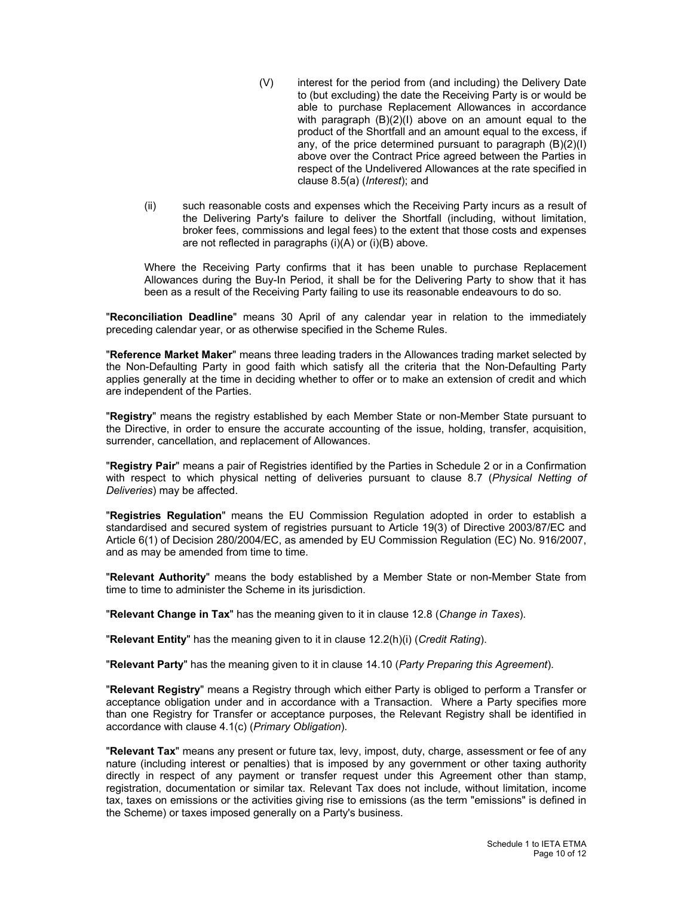(V) interest for the period from (and including) the Delivery Date to (but excluding) the date the Receiving Party is or would be able to purchase Replacement Allowances in accordance with paragraph (B)(2)(I) above on an amount equal to the product of the Shortfall and an amount equal to the excess, if any, of the price determined pursuant to paragraph (B)(2)(I) above over the Contract Price agreed between the Parties in respect of the Undelivered Allowances at the rate specified in clause 8.5(a) (*Interest*); and

(ii) such reasonable costs and expenses which the Receiving Party incurs as a result of the Delivering Party's failure to deliver the Shortfall (including, without limitation, broker fees, commissions and legal fees) to the extent that those costs and expenses are not reflected in paragraphs (i)(A) or (i)(B) above.

Where the Receiving Party confirms that it has been unable to purchase Replacement Allowances during the Buy-In Period, it shall be for the Delivering Party to show that it has been as a result of the Receiving Party failing to use its reasonable endeavours to do so.

"**Reconciliation Deadline**" means 30 April of any calendar year in relation to the immediately preceding calendar year, or as otherwise specified in the Scheme Rules.

"**Reference Market Maker**" means three leading traders in the Allowances trading market selected by the Non-Defaulting Party in good faith which satisfy all the criteria that the Non-Defaulting Party applies generally at the time in deciding whether to offer or to make an extension of credit and which are independent of the Parties.

"**Registry**" means the registry established by each Member State or non-Member State pursuant to the Directive, in order to ensure the accurate accounting of the issue, holding, transfer, acquisition, surrender, cancellation, and replacement of Allowances.

"**Registry Pair**" means a pair of Registries identified by the Parties in Schedule 2 or in a Confirmation with respect to which physical netting of deliveries pursuant to clause 8.7 (*Physical Netting of Deliveries*) may be affected.

"**Registries Regulation**" means the EU Commission Regulation adopted in order to establish a standardised and secured system of registries pursuant to Article 19(3) of Directive 2003/87/EC and Article 6(1) of Decision 280/2004/EC, as amended by EU Commission Regulation (EC) No. 916/2007, and as may be amended from time to time.

"**Relevant Authority**" means the body established by a Member State or non-Member State from time to time to administer the Scheme in its jurisdiction.

"**Relevant Change in Tax**" has the meaning given to it in clause 12.8 (*Change in Taxes*).

"**Relevant Entity**" has the meaning given to it in clause 12.2(h)(i) (*Credit Rating*).

"**Relevant Party**" has the meaning given to it in clause 14.10 (*Party Preparing this Agreement*).

"**Relevant Registry**" means a Registry through which either Party is obliged to perform a Transfer or acceptance obligation under and in accordance with a Transaction. Where a Party specifies more than one Registry for Transfer or acceptance purposes, the Relevant Registry shall be identified in accordance with clause 4.1(c) (*Primary Obligation*).

"**Relevant Tax**" means any present or future tax, levy, impost, duty, charge, assessment or fee of any nature (including interest or penalties) that is imposed by any government or other taxing authority directly in respect of any payment or transfer request under this Agreement other than stamp, registration, documentation or similar tax. Relevant Tax does not include, without limitation, income tax, taxes on emissions or the activities giving rise to emissions (as the term "emissions" is defined in the Scheme) or taxes imposed generally on a Party's business.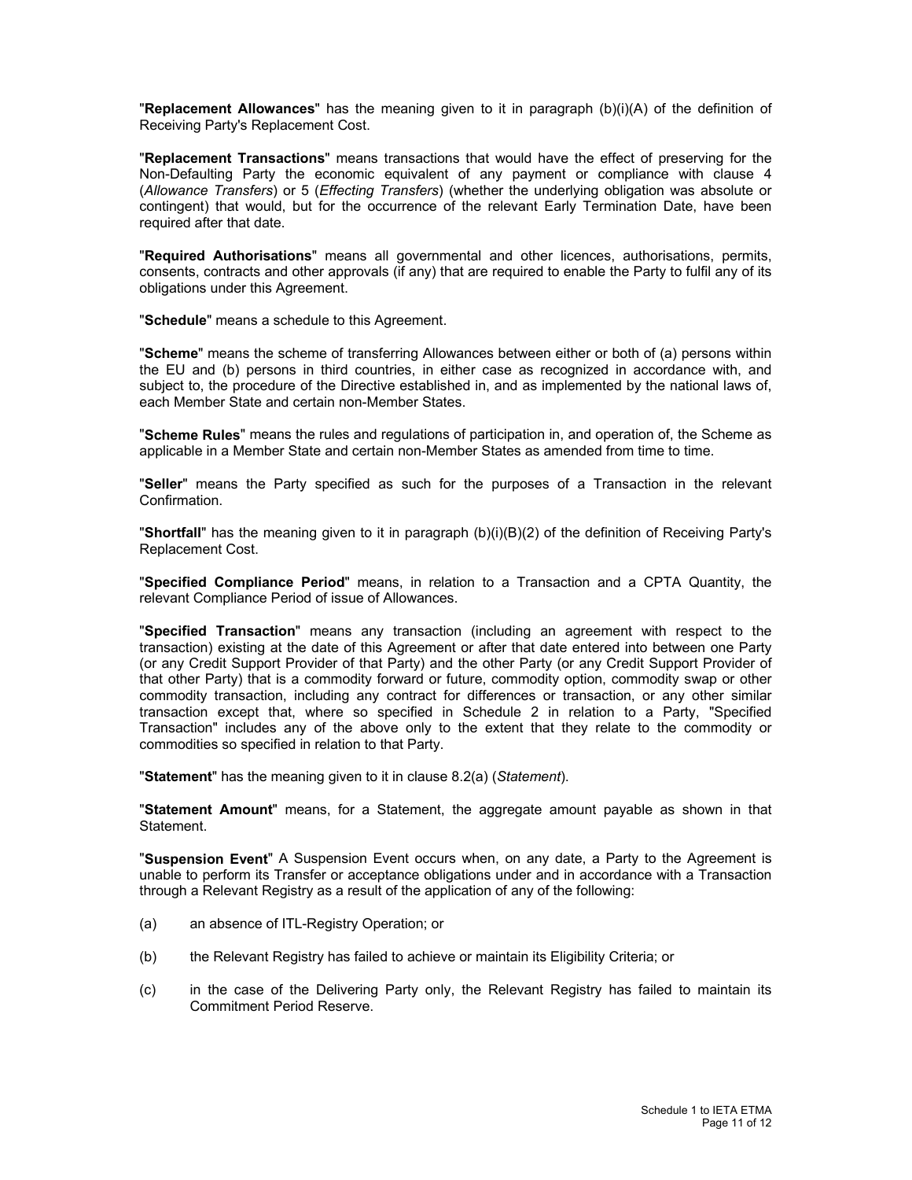"**Replacement Allowances**" has the meaning given to it in paragraph (b)(i)(A) of the definition of Receiving Party's Replacement Cost.

"**Replacement Transactions**" means transactions that would have the effect of preserving for the Non-Defaulting Party the economic equivalent of any payment or compliance with clause 4 (*Allowance Transfers*) or 5 (*Effecting Transfers*) (whether the underlying obligation was absolute or contingent) that would, but for the occurrence of the relevant Early Termination Date, have been required after that date.

"**Required Authorisations**" means all governmental and other licences, authorisations, permits, consents, contracts and other approvals (if any) that are required to enable the Party to fulfil any of its obligations under this Agreement.

"**Schedule**" means a schedule to this Agreement.

"**Scheme**" means the scheme of transferring Allowances between either or both of (a) persons within the EU and (b) persons in third countries, in either case as recognized in accordance with, and subject to, the procedure of the Directive established in, and as implemented by the national laws of, each Member State and certain non-Member States.

"**Scheme Rules**" means the rules and regulations of participation in, and operation of, the Scheme as applicable in a Member State and certain non-Member States as amended from time to time.

"**Seller**" means the Party specified as such for the purposes of a Transaction in the relevant Confirmation.

"**Shortfall**" has the meaning given to it in paragraph (b)(i)(B)(2) of the definition of Receiving Party's Replacement Cost.

"**Specified Compliance Period**" means, in relation to a Transaction and a CPTA Quantity, the relevant Compliance Period of issue of Allowances.

"**Specified Transaction**" means any transaction (including an agreement with respect to the transaction) existing at the date of this Agreement or after that date entered into between one Party (or any Credit Support Provider of that Party) and the other Party (or any Credit Support Provider of that other Party) that is a commodity forward or future, commodity option, commodity swap or other commodity transaction, including any contract for differences or transaction, or any other similar transaction except that, where so specified in Schedule 2 in relation to a Party, "Specified Transaction" includes any of the above only to the extent that they relate to the commodity or commodities so specified in relation to that Party.

"**Statement**" has the meaning given to it in clause 8.2(a) (*Statement*).

"**Statement Amount**" means, for a Statement, the aggregate amount payable as shown in that Statement.

"**Suspension Event**" A Suspension Event occurs when, on any date, a Party to the Agreement is unable to perform its Transfer or acceptance obligations under and in accordance with a Transaction through a Relevant Registry as a result of the application of any of the following:

(a) an absence of ITL-Registry Operation; or

(b) the Relevant Registry has failed to achieve or maintain its Eligibility Criteria; or

(c) in the case of the Delivering Party only, the Relevant Registry has failed to maintain its Commitment Period Reserve.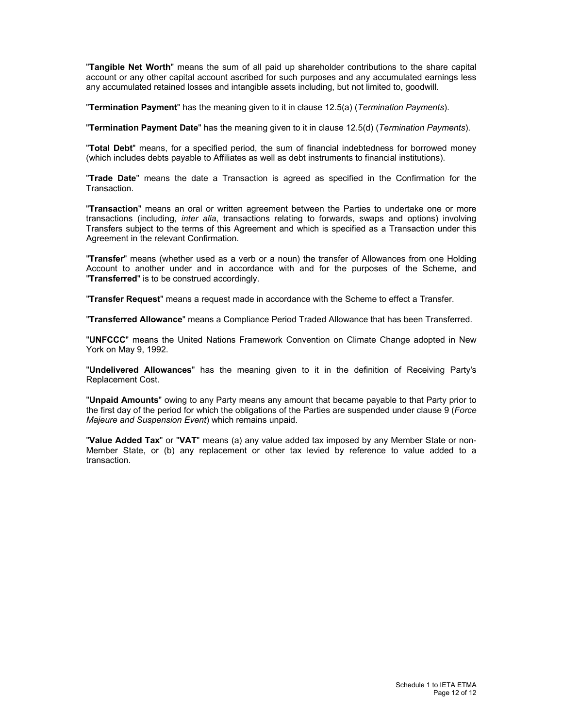"**Tangible Net Worth**" means the sum of all paid up shareholder contributions to the share capital account or any other capital account ascribed for such purposes and any accumulated earnings less any accumulated retained losses and intangible assets including, but not limited to, goodwill.

"**Termination Payment**" has the meaning given to it in clause 12.5(a) (*Termination Payments*).

"**Termination Payment Date**" has the meaning given to it in clause 12.5(d) (*Termination Payments*).

"**Total Debt**" means, for a specified period, the sum of financial indebtedness for borrowed money (which includes debts payable to Affiliates as well as debt instruments to financial institutions).

"**Trade Date**" means the date a Transaction is agreed as specified in the Confirmation for the Transaction.

"**Transaction**" means an oral or written agreement between the Parties to undertake one or more transactions (including, *inter alia*, transactions relating to forwards, swaps and options) involving Transfers subject to the terms of this Agreement and which is specified as a Transaction under this Agreement in the relevant Confirmation.

"**Transfer**" means (whether used as a verb or a noun) the transfer of Allowances from one Holding Account to another under and in accordance with and for the purposes of the Scheme, and "**Transferred**" is to be construed accordingly.

"**Transfer Request**" means a request made in accordance with the Scheme to effect a Transfer.

"**Transferred Allowance**" means a Compliance Period Traded Allowance that has been Transferred.

"**UNFCCC**" means the United Nations Framework Convention on Climate Change adopted in New York on May 9, 1992.

"**Undelivered Allowances**" has the meaning given to it in the definition of Receiving Party's Replacement Cost.

"**Unpaid Amounts**" owing to any Party means any amount that became payable to that Party prior to the first day of the period for which the obligations of the Parties are suspended under clause 9 (*Force Majeure and Suspension Event*) which remains unpaid.

"**Value Added Tax**" or "**VAT**" means (a) any value added tax imposed by any Member State or non-Member State, or (b) any replacement or other tax levied by reference to value added to a transaction.